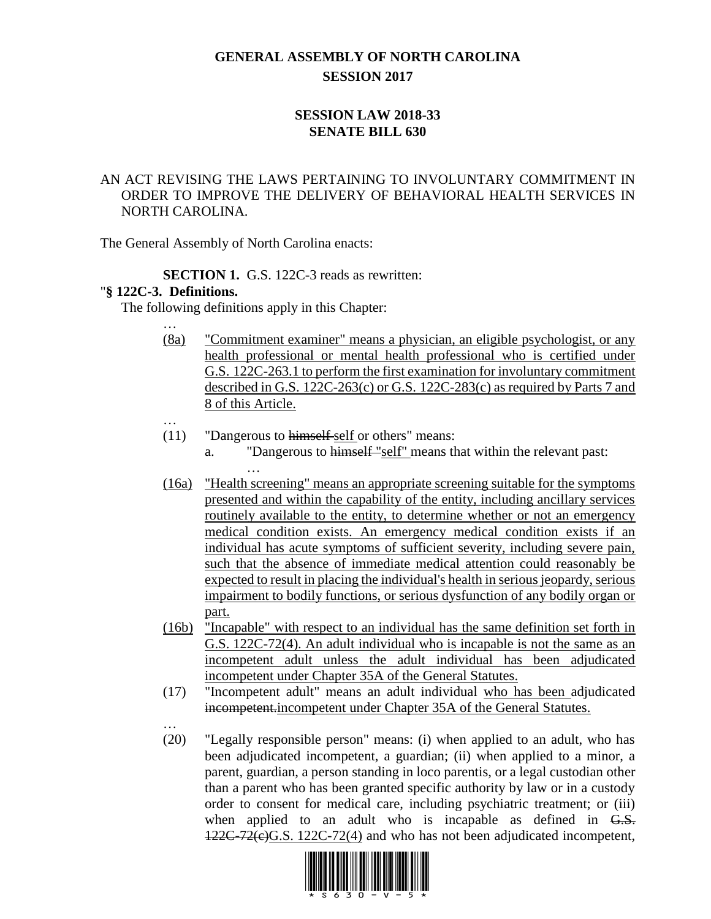# GENERAL ASSEMBLY OF NORTH CAROLINA
## SESSION 2017

## SESSION LAW 2018-33
## SENATE BILL 630

AN ACT REVISING THE LAWS PERTAINING TO INVOLUNTARY COMMITMENT IN ORDER TO IMPROVE THE DELIVERY OF BEHAVIORAL HEALTH SERVICES IN NORTH CAROLINA.

The General Assembly of North Carolina enacts:

**SECTION 1.** G.S. 122C-3 reads as rewritten:

"**§ 122C-3. Definitions.**

The following definitions apply in this Chapter:

…

(8a) "Commitment examiner" means a physician, an eligible psychologist, or any health professional or mental health professional who is certified under G.S. 122C-263.1 to perform the first examination for involuntary commitment described in G.S. 122C-263(c) or G.S. 122C-283(c) as required by Parts 7 and 8 of this Article.

…

(11) "Dangerous to ~~himself~~ self or others" means:

a. "Dangerous to ~~himself~~ "self" means that within the relevant past:

…

(16a) "Health screening" means an appropriate screening suitable for the symptoms presented and within the capability of the entity, including ancillary services routinely available to the entity, to determine whether or not an emergency medical condition exists. An emergency medical condition exists if an individual has acute symptoms of sufficient severity, including severe pain, such that the absence of immediate medical attention could reasonably be expected to result in placing the individual's health in serious jeopardy, serious impairment to bodily functions, or serious dysfunction of any bodily organ or part.

(16b) "Incapable" with respect to an individual has the same definition set forth in G.S. 122C-72(4). An adult individual who is incapable is not the same as an incompetent adult unless the adult individual has been adjudicated incompetent under Chapter 35A of the General Statutes.

(17) "Incompetent adult" means an adult individual who has been adjudicated ~~incompetent.~~incompetent under Chapter 35A of the General Statutes.

…

(20) "Legally responsible person" means: (i) when applied to an adult, who has been adjudicated incompetent, a guardian; (ii) when applied to a minor, a parent, guardian, a person standing in loco parentis, or a legal custodian other than a parent who has been granted specific authority by law or in a custody order to consent for medical care, including psychiatric treatment; or (iii) when applied to an adult who is incapable as defined in ~~G.S. 122C-72(c)~~G.S. 122C-72(4) and who has not been adjudicated incompetent,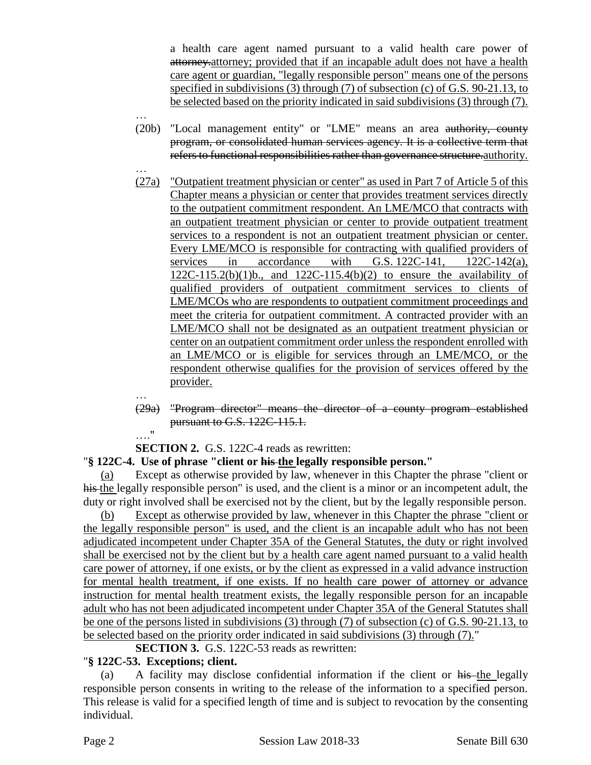a health care agent named pursuant to a valid health care power of ~~attorney.~~attorney; provided that if an incapable adult does not have a health care agent or guardian, "legally responsible person" means one of the persons specified in subdivisions (3) through (7) of subsection (c) of G.S. 90-21.13, to be selected based on the priority indicated in said subdivisions (3) through (7).

…

(20b) "Local management entity" or "LME" means an area ~~authority, county program, or consolidated human services agency. It is a collective term that refers to functional responsibilities rather than governance structure.~~authority.

…

(27a) "Outpatient treatment physician or center" as used in Part 7 of Article 5 of this Chapter means a physician or center that provides treatment services directly to the outpatient commitment respondent. An LME/MCO that contracts with an outpatient treatment physician or center to provide outpatient treatment services to a respondent is not an outpatient treatment physician or center. Every LME/MCO is responsible for contracting with qualified providers of services in accordance with G.S. 122C-141, 122C-142(a), 122C-115.2(b)(1)b., and 122C-115.4(b)(2) to ensure the availability of qualified providers of outpatient commitment services to clients of LME/MCOs who are respondents to outpatient commitment proceedings and meet the criteria for outpatient commitment. A contracted provider with an LME/MCO shall not be designated as an outpatient treatment physician or center on an outpatient commitment order unless the respondent enrolled with an LME/MCO or is eligible for services through an LME/MCO, or the respondent otherwise qualifies for the provision of services offered by the provider.

…

~~(29a) "Program director" means the director of a county program established pursuant to G.S. 122C-115.1.~~

…."

**SECTION 2.** G.S. 122C-4 reads as rewritten:

"**§ 122C-4. Use of phrase "client or ~~his~~ the legally responsible person."**

(a) Except as otherwise provided by law, whenever in this Chapter the phrase "client or ~~his~~ the legally responsible person" is used, and the client is a minor or an incompetent adult, the duty or right involved shall be exercised not by the client, but by the legally responsible person.

(b) Except as otherwise provided by law, whenever in this Chapter the phrase "client or the legally responsible person" is used, and the client is an incapable adult who has not been adjudicated incompetent under Chapter 35A of the General Statutes, the duty or right involved shall be exercised not by the client but by a health care agent named pursuant to a valid health care power of attorney, if one exists, or by the client as expressed in a valid advance instruction for mental health treatment, if one exists. If no health care power of attorney or advance instruction for mental health treatment exists, the legally responsible person for an incapable adult who has not been adjudicated incompetent under Chapter 35A of the General Statutes shall be one of the persons listed in subdivisions (3) through (7) of subsection (c) of G.S. 90-21.13, to be selected based on the priority order indicated in said subdivisions (3) through (7)."

**SECTION 3.** G.S. 122C-53 reads as rewritten:

"**§ 122C-53. Exceptions; client.**

(a) A facility may disclose confidential information if the client or ~~his~~ the legally responsible person consents in writing to the release of the information to a specified person. This release is valid for a specified length of time and is subject to revocation by the consenting individual.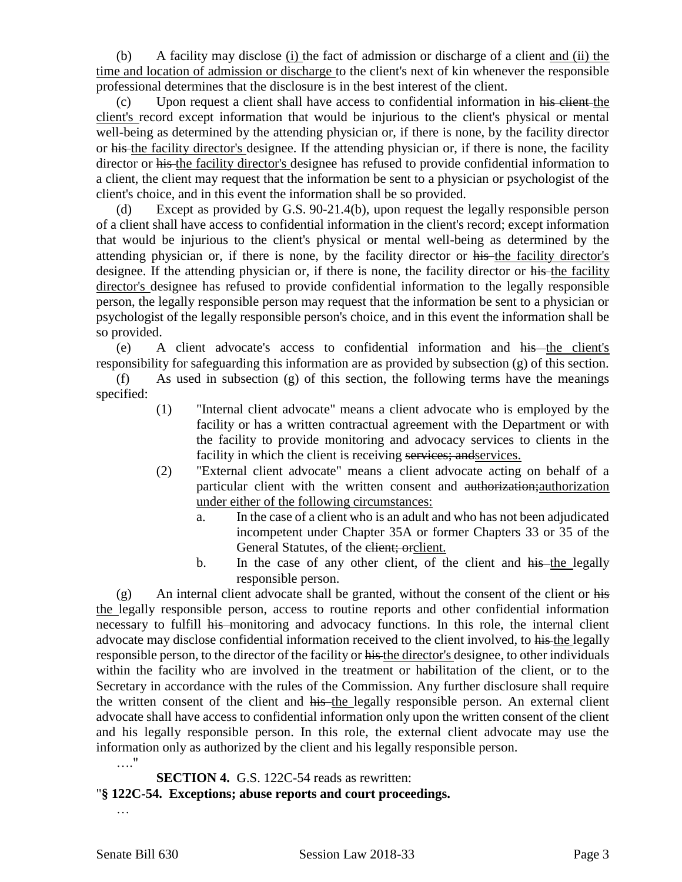(b) A facility may disclose (i) the fact of admission or discharge of a client and (ii) the time and location of admission or discharge to the client's next of kin whenever the responsible professional determines that the disclosure is in the best interest of the client.

(c) Upon request a client shall have access to confidential information in ~~his client~~ the client's record except information that would be injurious to the client's physical or mental well-being as determined by the attending physician or, if there is none, by the facility director or ~~his~~ the facility director's designee. If the attending physician or, if there is none, the facility director or ~~his~~ the facility director's designee has refused to provide confidential information to a client, the client may request that the information be sent to a physician or psychologist of the client's choice, and in this event the information shall be so provided.

(d) Except as provided by G.S. 90-21.4(b), upon request the legally responsible person of a client shall have access to confidential information in the client's record; except information that would be injurious to the client's physical or mental well-being as determined by the attending physician or, if there is none, by the facility director or ~~his~~ the facility director's designee. If the attending physician or, if there is none, the facility director or ~~his~~ the facility director's designee has refused to provide confidential information to the legally responsible person, the legally responsible person may request that the information be sent to a physician or psychologist of the legally responsible person's choice, and in this event the information shall be so provided.

(e) A client advocate's access to confidential information and ~~his~~ the client's responsibility for safeguarding this information are as provided by subsection (g) of this section.

(f) As used in subsection (g) of this section, the following terms have the meanings specified:

(1) "Internal client advocate" means a client advocate who is employed by the facility or has a written contractual agreement with the Department or with the facility to provide monitoring and advocacy services to clients in the facility in which the client is receiving ~~services; and~~services.

(2) "External client advocate" means a client advocate acting on behalf of a particular client with the written consent and ~~authorization;~~authorization under either of the following circumstances:

a. In the case of a client who is an adult and who has not been adjudicated incompetent under Chapter 35A or former Chapters 33 or 35 of the General Statutes, of the ~~client; or~~client.

b. In the case of any other client, of the client and ~~his~~ the legally responsible person.

(g) An internal client advocate shall be granted, without the consent of the client or ~~his~~ the legally responsible person, access to routine reports and other confidential information necessary to fulfill ~~his~~ monitoring and advocacy functions. In this role, the internal client advocate may disclose confidential information received to the client involved, to ~~his~~ the legally responsible person, to the director of the facility or ~~his~~ the director's designee, to other individuals within the facility who are involved in the treatment or habilitation of the client, or to the Secretary in accordance with the rules of the Commission. Any further disclosure shall require the written consent of the client and ~~his~~ the legally responsible person. An external client advocate shall have access to confidential information only upon the written consent of the client and his legally responsible person. In this role, the external client advocate may use the information only as authorized by the client and his legally responsible person.

…."

**SECTION 4.** G.S. 122C-54 reads as rewritten:

"**§ 122C-54. Exceptions; abuse reports and court proceedings.**

…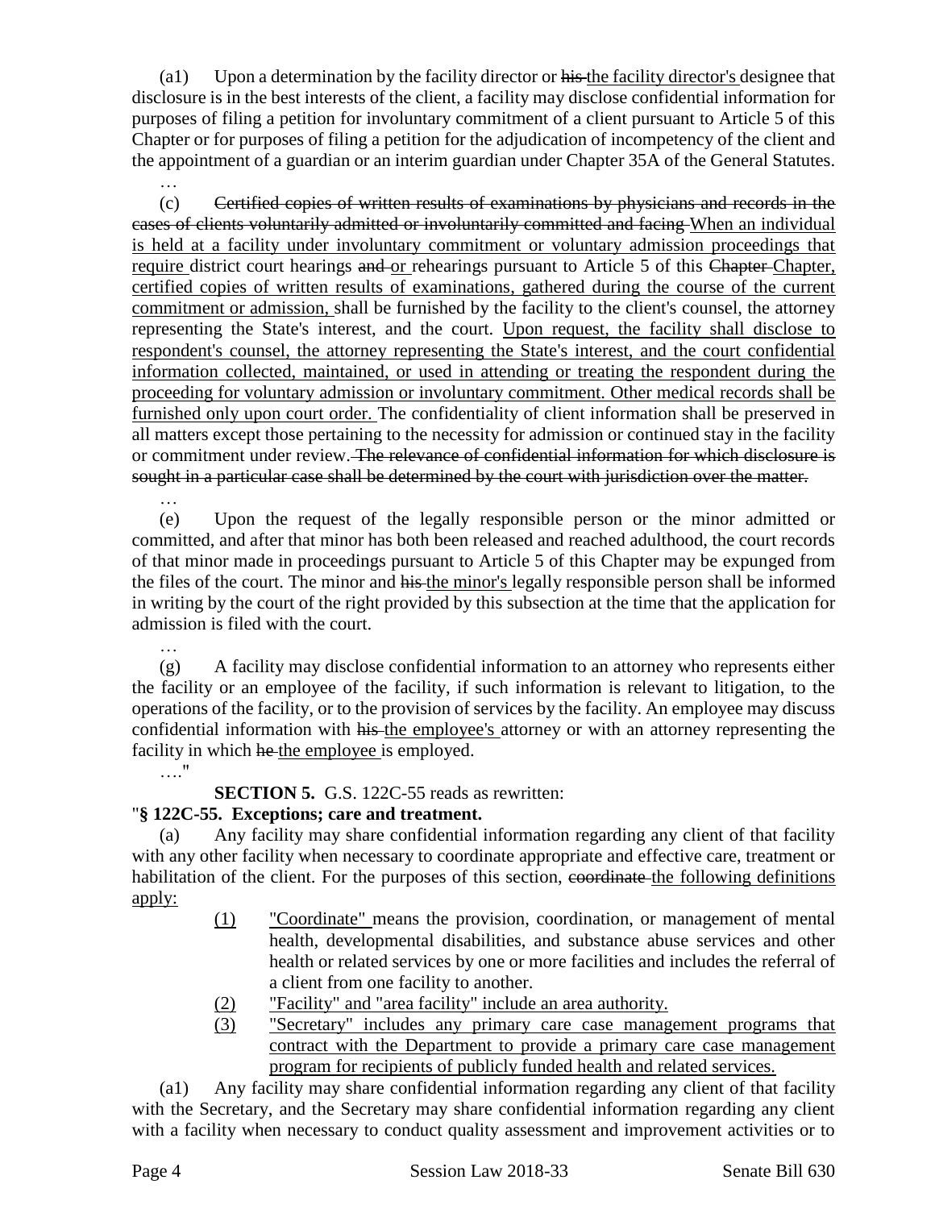(a1) Upon a determination by the facility director or ~~his~~ <u>the facility director's</u> designee that disclosure is in the best interests of the client, a facility may disclose confidential information for purposes of filing a petition for involuntary commitment of a client pursuant to Article 5 of this Chapter or for purposes of filing a petition for the adjudication of incompetency of the client and the appointment of a guardian or an interim guardian under Chapter 35A of the General Statutes.

…

(c) ~~Certified copies of written results of examinations by physicians and records in the cases of clients voluntarily admitted or involuntarily committed and facing~~ <u>When an individual is held at a facility under involuntary commitment or voluntary admission proceedings that require</u> district court hearings ~~and~~ <u>or</u> rehearings pursuant to Article 5 of this ~~Chapter~~ <u>Chapter, certified copies of written results of examinations, gathered during the course of the current commitment or admission,</u> shall be furnished by the facility to the client's counsel, the attorney representing the State's interest, and the court. <u>Upon request, the facility shall disclose to respondent's counsel, the attorney representing the State's interest, and the court confidential information collected, maintained, or used in attending or treating the respondent during the proceeding for voluntary admission or involuntary commitment. Other medical records shall be furnished only upon court order.</u> The confidentiality of client information shall be preserved in all matters except those pertaining to the necessity for admission or continued stay in the facility or commitment under review. ~~The relevance of confidential information for which disclosure is sought in a particular case shall be determined by the court with jurisdiction over the matter.~~

…

(e) Upon the request of the legally responsible person or the minor admitted or committed, and after that minor has both been released and reached adulthood, the court records of that minor made in proceedings pursuant to Article 5 of this Chapter may be expunged from the files of the court. The minor and ~~his~~ <u>the minor's</u> legally responsible person shall be informed in writing by the court of the right provided by this subsection at the time that the application for admission is filed with the court.

…

(g) A facility may disclose confidential information to an attorney who represents either the facility or an employee of the facility, if such information is relevant to litigation, to the operations of the facility, or to the provision of services by the facility. An employee may discuss confidential information with ~~his~~ <u>the employee's</u> attorney or with an attorney representing the facility in which ~~he~~ <u>the employee</u> is employed.

…."

**SECTION 5.** G.S. 122C-55 reads as rewritten:

"**§ 122C-55. Exceptions; care and treatment.**

(a) Any facility may share confidential information regarding any client of that facility with any other facility when necessary to coordinate appropriate and effective care, treatment or habilitation of the client. For the purposes of this section, ~~coordinate~~ <u>the following definitions apply:</u>

<u>(1)</u> <u>"Coordinate"</u> means the provision, coordination, or management of mental health, developmental disabilities, and substance abuse services and other health or related services by one or more facilities and includes the referral of a client from one facility to another.

<u>(2)</u> <u>"Facility" and "area facility" include an area authority.</u>

<u>(3)</u> <u>"Secretary" includes any primary care case management programs that contract with the Department to provide a primary care case management program for recipients of publicly funded health and related services.</u>

(a1) Any facility may share confidential information regarding any client of that facility with the Secretary, and the Secretary may share confidential information regarding any client with a facility when necessary to conduct quality assessment and improvement activities or to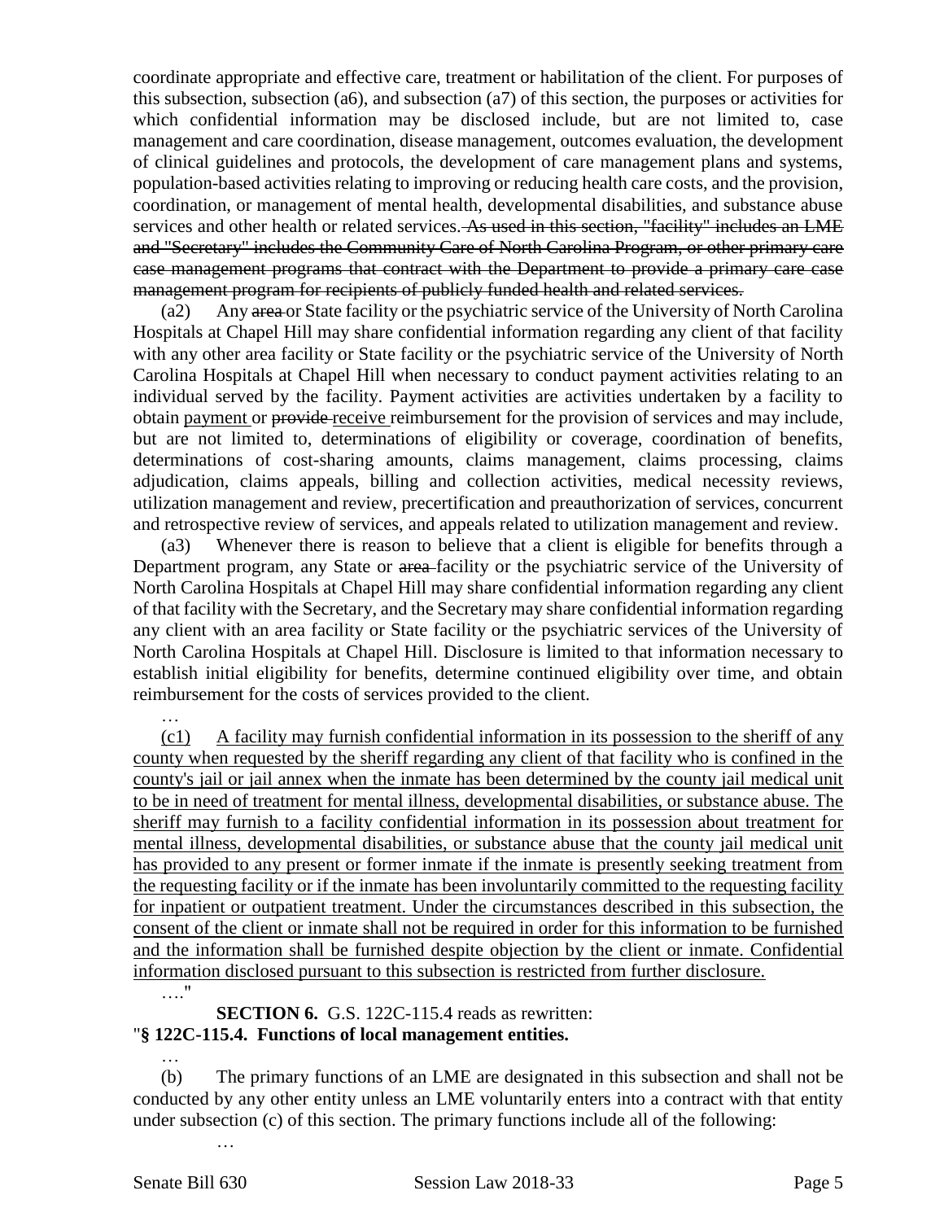coordinate appropriate and effective care, treatment or habilitation of the client. For purposes of this subsection, subsection (a6), and subsection (a7) of this section, the purposes or activities for which confidential information may be disclosed include, but are not limited to, case management and care coordination, disease management, outcomes evaluation, the development of clinical guidelines and protocols, the development of care management plans and systems, population-based activities relating to improving or reducing health care costs, and the provision, coordination, or management of mental health, developmental disabilities, and substance abuse services and other health or related services. ~~As used in this section, "facility" includes an LME and "Secretary" includes the Community Care of North Carolina Program, or other primary care case management programs that contract with the Department to provide a primary care case management program for recipients of publicly funded health and related services.~~

(a2) Any ~~area~~ or State facility or the psychiatric service of the University of North Carolina Hospitals at Chapel Hill may share confidential information regarding any client of that facility with any other area facility or State facility or the psychiatric service of the University of North Carolina Hospitals at Chapel Hill when necessary to conduct payment activities relating to an individual served by the facility. Payment activities are activities undertaken by a facility to obtain <u>payment</u> or ~~provide~~ <u>receive</u> reimbursement for the provision of services and may include, but are not limited to, determinations of eligibility or coverage, coordination of benefits, determinations of cost-sharing amounts, claims management, claims processing, claims adjudication, claims appeals, billing and collection activities, medical necessity reviews, utilization management and review, precertification and preauthorization of services, concurrent and retrospective review of services, and appeals related to utilization management and review.

(a3) Whenever there is reason to believe that a client is eligible for benefits through a Department program, any State or ~~area~~ facility or the psychiatric service of the University of North Carolina Hospitals at Chapel Hill may share confidential information regarding any client of that facility with the Secretary, and the Secretary may share confidential information regarding any client with an area facility or State facility or the psychiatric services of the University of North Carolina Hospitals at Chapel Hill. Disclosure is limited to that information necessary to establish initial eligibility for benefits, determine continued eligibility over time, and obtain reimbursement for the costs of services provided to the client.

…

<u>(c1) A facility may furnish confidential information in its possession to the sheriff of any county when requested by the sheriff regarding any client of that facility who is confined in the county's jail or jail annex when the inmate has been determined by the county jail medical unit to be in need of treatment for mental illness, developmental disabilities, or substance abuse. The sheriff may furnish to a facility confidential information in its possession about treatment for mental illness, developmental disabilities, or substance abuse that the county jail medical unit has provided to any present or former inmate if the inmate is presently seeking treatment from the requesting facility or if the inmate has been involuntarily committed to the requesting facility for inpatient or outpatient treatment. Under the circumstances described in this subsection, the consent of the client or inmate shall not be required in order for this information to be furnished and the information shall be furnished despite objection by the client or inmate. Confidential information disclosed pursuant to this subsection is restricted from further disclosure.</u>

…."

**SECTION 6.** G.S. 122C-115.4 reads as rewritten:

"**§ 122C-115.4. Functions of local management entities.**

…

(b) The primary functions of an LME are designated in this subsection and shall not be conducted by any other entity unless an LME voluntarily enters into a contract with that entity under subsection (c) of this section. The primary functions include all of the following:

…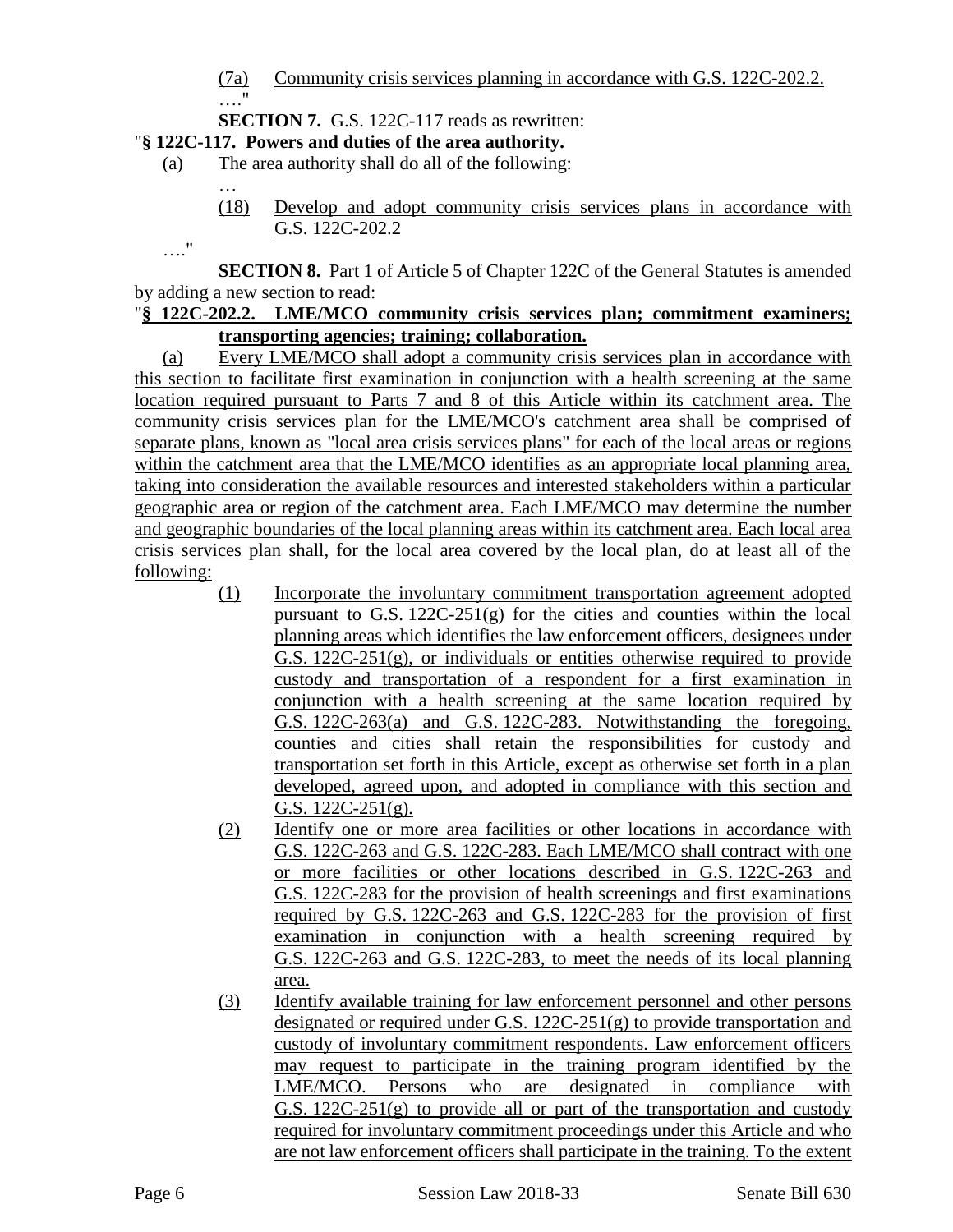(7a) Community crisis services planning in accordance with G.S. 122C-202.2.

…."

**SECTION 7.** G.S. 122C-117 reads as rewritten:

"**§ 122C-117. Powers and duties of the area authority.**

(a) The area authority shall do all of the following:

…

(18) Develop and adopt community crisis services plans in accordance with G.S. 122C-202.2

…."

**SECTION 8.** Part 1 of Article 5 of Chapter 122C of the General Statutes is amended by adding a new section to read:

"**§ 122C-202.2. LME/MCO community crisis services plan; commitment examiners; transporting agencies; training; collaboration.**

(a) Every LME/MCO shall adopt a community crisis services plan in accordance with this section to facilitate first examination in conjunction with a health screening at the same location required pursuant to Parts 7 and 8 of this Article within its catchment area. The community crisis services plan for the LME/MCO's catchment area shall be comprised of separate plans, known as "local area crisis services plans" for each of the local areas or regions within the catchment area that the LME/MCO identifies as an appropriate local planning area, taking into consideration the available resources and interested stakeholders within a particular geographic area or region of the catchment area. Each LME/MCO may determine the number and geographic boundaries of the local planning areas within its catchment area. Each local area crisis services plan shall, for the local area covered by the local plan, do at least all of the following:

(1) Incorporate the involuntary commitment transportation agreement adopted pursuant to G.S. 122C-251(g) for the cities and counties within the local planning areas which identifies the law enforcement officers, designees under G.S. 122C-251(g), or individuals or entities otherwise required to provide custody and transportation of a respondent for a first examination in conjunction with a health screening at the same location required by G.S. 122C-263(a) and G.S. 122C-283. Notwithstanding the foregoing, counties and cities shall retain the responsibilities for custody and transportation set forth in this Article, except as otherwise set forth in a plan developed, agreed upon, and adopted in compliance with this section and G.S. 122C-251(g).

(2) Identify one or more area facilities or other locations in accordance with G.S. 122C-263 and G.S. 122C-283. Each LME/MCO shall contract with one or more facilities or other locations described in G.S. 122C-263 and G.S. 122C-283 for the provision of health screenings and first examinations required by G.S. 122C-263 and G.S. 122C-283 for the provision of first examination in conjunction with a health screening required by G.S. 122C-263 and G.S. 122C-283, to meet the needs of its local planning area.

(3) Identify available training for law enforcement personnel and other persons designated or required under G.S. 122C-251(g) to provide transportation and custody of involuntary commitment respondents. Law enforcement officers may request to participate in the training program identified by the LME/MCO. Persons who are designated in compliance with G.S. 122C-251(g) to provide all or part of the transportation and custody required for involuntary commitment proceedings under this Article and who are not law enforcement officers shall participate in the training. To the extent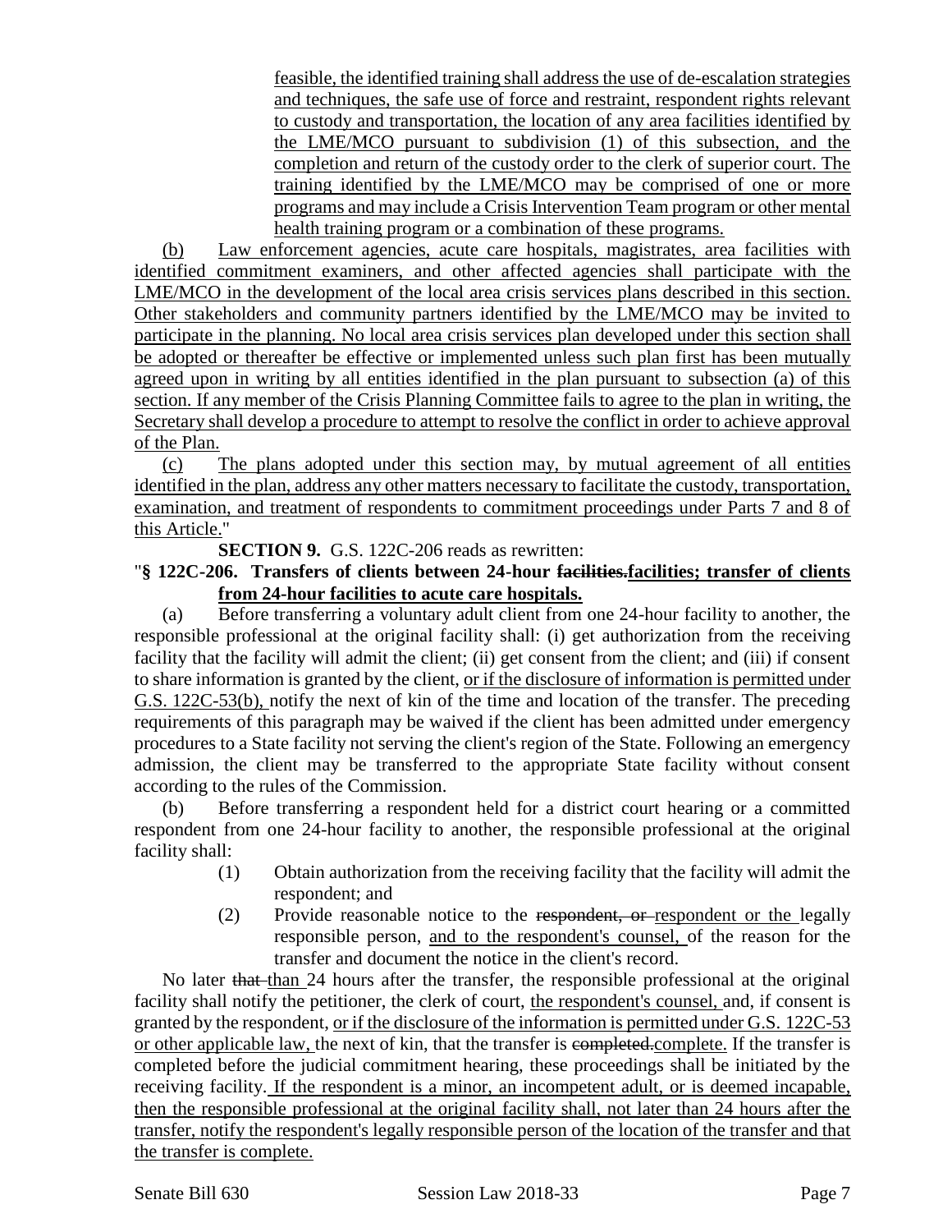feasible, the identified training shall address the use of de-escalation strategies and techniques, the safe use of force and restraint, respondent rights relevant to custody and transportation, the location of any area facilities identified by the LME/MCO pursuant to subdivision (1) of this subsection, and the completion and return of the custody order to the clerk of superior court. The training identified by the LME/MCO may be comprised of one or more programs and may include a Crisis Intervention Team program or other mental health training program or a combination of these programs.

(b) Law enforcement agencies, acute care hospitals, magistrates, area facilities with identified commitment examiners, and other affected agencies shall participate with the LME/MCO in the development of the local area crisis services plans described in this section. Other stakeholders and community partners identified by the LME/MCO may be invited to participate in the planning. No local area crisis services plan developed under this section shall be adopted or thereafter be effective or implemented unless such plan first has been mutually agreed upon in writing by all entities identified in the plan pursuant to subsection (a) of this section. If any member of the Crisis Planning Committee fails to agree to the plan in writing, the Secretary shall develop a procedure to attempt to resolve the conflict in order to achieve approval of the Plan.

(c) The plans adopted under this section may, by mutual agreement of all entities identified in the plan, address any other matters necessary to facilitate the custody, transportation, examination, and treatment of respondents to commitment proceedings under Parts 7 and 8 of this Article."

**SECTION 9.** G.S. 122C-206 reads as rewritten:

"**§ 122C-206. Transfers of clients between 24-hour ~~facilities.~~facilities; transfer of clients from 24-hour facilities to acute care hospitals.**

(a) Before transferring a voluntary adult client from one 24-hour facility to another, the responsible professional at the original facility shall: (i) get authorization from the receiving facility that the facility will admit the client; (ii) get consent from the client; and (iii) if consent to share information is granted by the client, or if the disclosure of information is permitted under G.S. 122C-53(b), notify the next of kin of the time and location of the transfer. The preceding requirements of this paragraph may be waived if the client has been admitted under emergency procedures to a State facility not serving the client's region of the State. Following an emergency admission, the client may be transferred to the appropriate State facility without consent according to the rules of the Commission.

(b) Before transferring a respondent held for a district court hearing or a committed respondent from one 24-hour facility to another, the responsible professional at the original facility shall:

(1) Obtain authorization from the receiving facility that the facility will admit the respondent; and

(2) Provide reasonable notice to the ~~respondent, or~~ respondent or the legally responsible person, and to the respondent's counsel, of the reason for the transfer and document the notice in the client's record.

No later ~~that~~ than 24 hours after the transfer, the responsible professional at the original facility shall notify the petitioner, the clerk of court, the respondent's counsel, and, if consent is granted by the respondent, or if the disclosure of the information is permitted under G.S. 122C-53 or other applicable law, the next of kin, that the transfer is ~~completed.~~complete. If the transfer is completed before the judicial commitment hearing, these proceedings shall be initiated by the receiving facility. If the respondent is a minor, an incompetent adult, or is deemed incapable, then the responsible professional at the original facility shall, not later than 24 hours after the transfer, notify the respondent's legally responsible person of the location of the transfer and that the transfer is complete.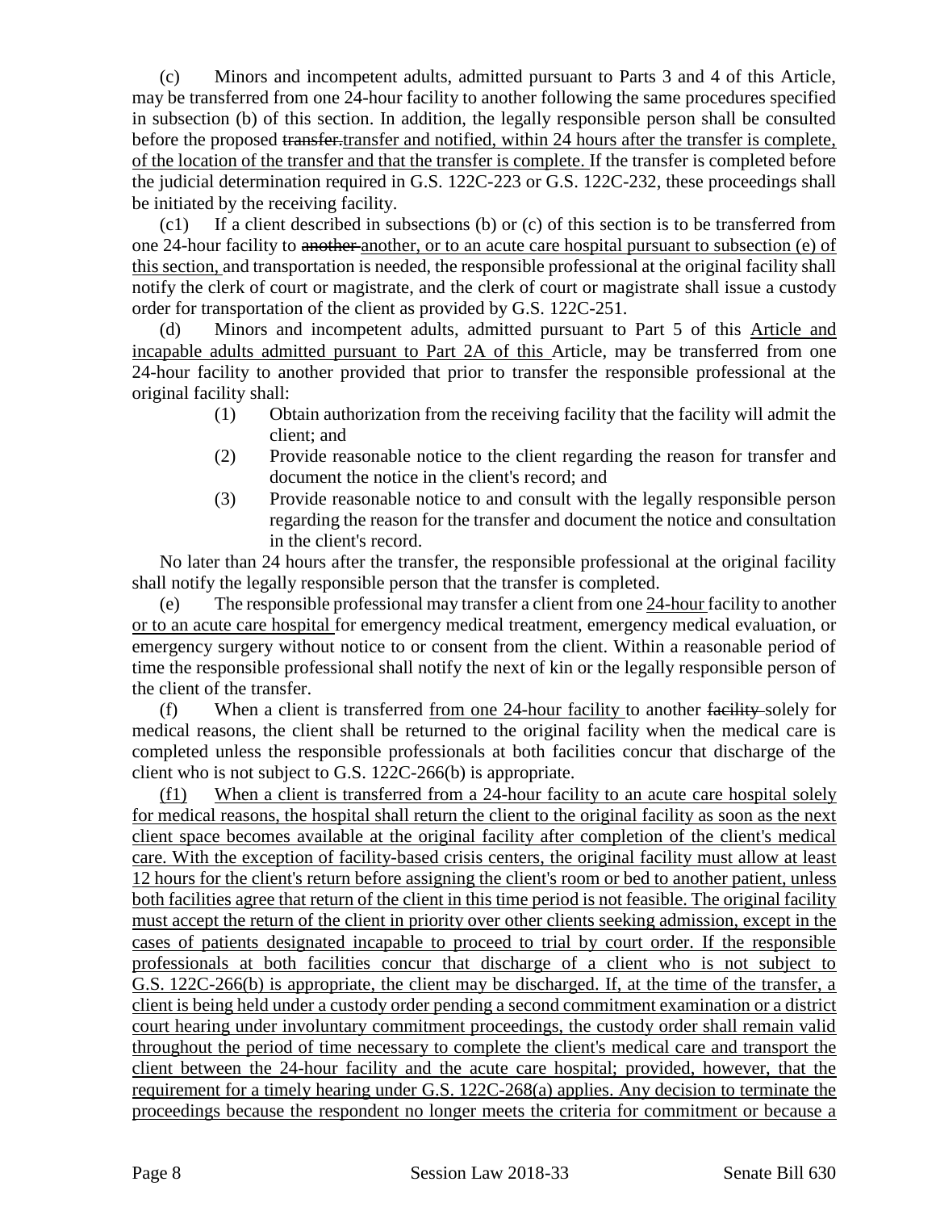(c) Minors and incompetent adults, admitted pursuant to Parts 3 and 4 of this Article, may be transferred from one 24-hour facility to another following the same procedures specified in subsection (b) of this section. In addition, the legally responsible person shall be consulted before the proposed ~~transfer.~~transfer and notified, within 24 hours after the transfer is complete, of the location of the transfer and that the transfer is complete. If the transfer is completed before the judicial determination required in G.S. 122C-223 or G.S. 122C-232, these proceedings shall be initiated by the receiving facility.

(c1) If a client described in subsections (b) or (c) of this section is to be transferred from one 24-hour facility to ~~another~~ another, or to an acute care hospital pursuant to subsection (e) of this section, and transportation is needed, the responsible professional at the original facility shall notify the clerk of court or magistrate, and the clerk of court or magistrate shall issue a custody order for transportation of the client as provided by G.S. 122C-251.

(d) Minors and incompetent adults, admitted pursuant to Part 5 of this Article and incapable adults admitted pursuant to Part 2A of this Article, may be transferred from one 24-hour facility to another provided that prior to transfer the responsible professional at the original facility shall:

(1) Obtain authorization from the receiving facility that the facility will admit the client; and
(2) Provide reasonable notice to the client regarding the reason for transfer and document the notice in the client's record; and
(3) Provide reasonable notice to and consult with the legally responsible person regarding the reason for the transfer and document the notice and consultation in the client's record.

No later than 24 hours after the transfer, the responsible professional at the original facility shall notify the legally responsible person that the transfer is completed.

(e) The responsible professional may transfer a client from one 24-hour facility to another or to an acute care hospital for emergency medical treatment, emergency medical evaluation, or emergency surgery without notice to or consent from the client. Within a reasonable period of time the responsible professional shall notify the next of kin or the legally responsible person of the client of the transfer.

(f) When a client is transferred from one 24-hour facility to another ~~facility~~ solely for medical reasons, the client shall be returned to the original facility when the medical care is completed unless the responsible professionals at both facilities concur that discharge of the client who is not subject to G.S. 122C-266(b) is appropriate.

(f1) When a client is transferred from a 24-hour facility to an acute care hospital solely for medical reasons, the hospital shall return the client to the original facility as soon as the next client space becomes available at the original facility after completion of the client's medical care. With the exception of facility-based crisis centers, the original facility must allow at least 12 hours for the client's return before assigning the client's room or bed to another patient, unless both facilities agree that return of the client in this time period is not feasible. The original facility must accept the return of the client in priority over other clients seeking admission, except in the cases of patients designated incapable to proceed to trial by court order. If the responsible professionals at both facilities concur that discharge of a client who is not subject to G.S. 122C-266(b) is appropriate, the client may be discharged. If, at the time of the transfer, a client is being held under a custody order pending a second commitment examination or a district court hearing under involuntary commitment proceedings, the custody order shall remain valid throughout the period of time necessary to complete the client's medical care and transport the client between the 24-hour facility and the acute care hospital; provided, however, that the requirement for a timely hearing under G.S. 122C-268(a) applies. Any decision to terminate the proceedings because the respondent no longer meets the criteria for commitment or because a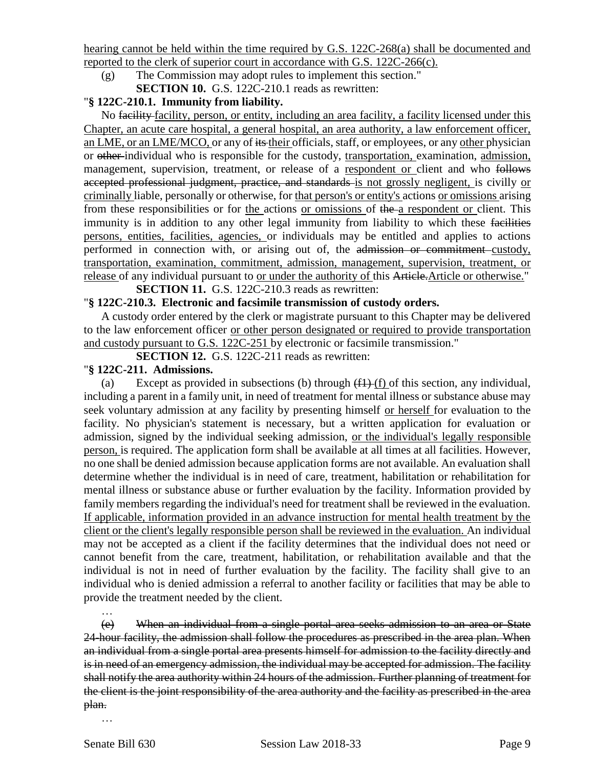<u>hearing cannot be held within the time required by G.S. 122C-268(a) shall be documented and reported to the clerk of superior court in accordance with G.S. 122C-266(c).</u>

(g) The Commission may adopt rules to implement this section."

**SECTION 10.** G.S. 122C-210.1 reads as rewritten:

"**§ 122C-210.1. Immunity from liability.**

No ~~facility~~ <u>facility, person, or entity, including an area facility, a facility licensed under this Chapter, an acute care hospital, a general hospital, an area authority, a law enforcement officer, an LME, or an LME/MCO,</u> or any of ~~its~~ <u>their</u> officials, staff, or employees, or any <u>other</u> physician or ~~other~~ individual who is responsible for the custody, <u>transportation,</u> examination, <u>admission,</u> management, supervision, treatment, or release of a <u>respondent or</u> client and who ~~follows accepted professional judgment, practice, and standards~~ <u>is not grossly negligent,</u> is civilly <u>or criminally</u> liable, personally or otherwise, for <u>that person's or entity's</u> actions <u>or omissions</u> arising from these responsibilities or for <u>the</u> actions <u>or omissions</u> of ~~the~~ <u>a respondent or</u> client. This immunity is in addition to any other legal immunity from liability to which these ~~facilities~~ <u>persons, entities, facilities, agencies,</u> or individuals may be entitled and applies to actions performed in connection with, or arising out of, the ~~admission or commitment~~ <u>custody, transportation, examination, commitment, admission, management, supervision, treatment, or release</u> of any individual pursuant to <u>or under the authority of</u> this ~~Article.~~<u>Article or otherwise.</u>"

**SECTION 11.** G.S. 122C-210.3 reads as rewritten:

"**§ 122C-210.3. Electronic and facsimile transmission of custody orders.**

A custody order entered by the clerk or magistrate pursuant to this Chapter may be delivered to the law enforcement officer <u>or other person designated or required to provide transportation and custody pursuant to G.S. 122C-251</u> by electronic or facsimile transmission."

**SECTION 12.** G.S. 122C-211 reads as rewritten:

"**§ 122C-211. Admissions.**

(a) Except as provided in subsections (b) through ~~(f1)~~ <u>(f)</u> of this section, any individual, including a parent in a family unit, in need of treatment for mental illness or substance abuse may seek voluntary admission at any facility by presenting himself <u>or herself</u> for evaluation to the facility. No physician's statement is necessary, but a written application for evaluation or admission, signed by the individual seeking admission, <u>or the individual's legally responsible person,</u> is required. The application form shall be available at all times at all facilities. However, no one shall be denied admission because application forms are not available. An evaluation shall determine whether the individual is in need of care, treatment, habilitation or rehabilitation for mental illness or substance abuse or further evaluation by the facility. Information provided by family members regarding the individual's need for treatment shall be reviewed in the evaluation. <u>If applicable, information provided in an advance instruction for mental health treatment by the client or the client's legally responsible person shall be reviewed in the evaluation.</u> An individual may not be accepted as a client if the facility determines that the individual does not need or cannot benefit from the care, treatment, habilitation, or rehabilitation available and that the individual is not in need of further evaluation by the facility. The facility shall give to an individual who is denied admission a referral to another facility or facilities that may be able to provide the treatment needed by the client.

…

~~(e) When an individual from a single portal area seeks admission to an area or State 24-hour facility, the admission shall follow the procedures as prescribed in the area plan. When an individual from a single portal area presents himself for admission to the facility directly and is in need of an emergency admission, the individual may be accepted for admission. The facility shall notify the area authority within 24 hours of the admission. Further planning of treatment for the client is the joint responsibility of the area authority and the facility as prescribed in the area plan.~~

…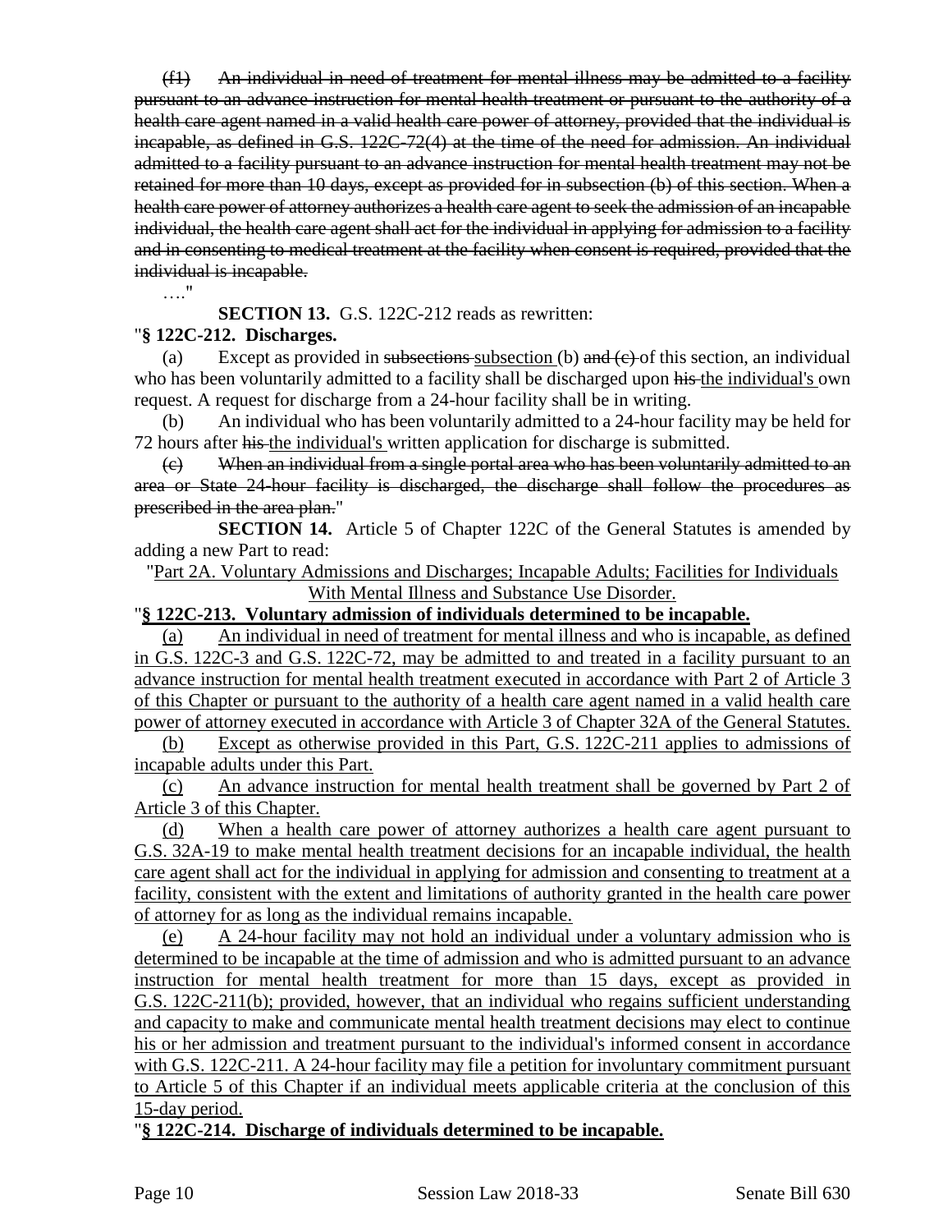~~(f1) An individual in need of treatment for mental illness may be admitted to a facility pursuant to an advance instruction for mental health treatment or pursuant to the authority of a health care agent named in a valid health care power of attorney, provided that the individual is incapable, as defined in G.S. 122C-72(4) at the time of the need for admission. An individual admitted to a facility pursuant to an advance instruction for mental health treatment may not be retained for more than 10 days, except as provided for in subsection (b) of this section. When a health care power of attorney authorizes a health care agent to seek the admission of an incapable individual, the health care agent shall act for the individual in applying for admission to a facility and in consenting to medical treatment at the facility when consent is required, provided that the individual is incapable.~~

…."

**SECTION 13.** G.S. 122C-212 reads as rewritten:

"**§ 122C-212. Discharges.**

(a) Except as provided in ~~subsections~~ <u>subsection</u> (b) ~~and (c)~~ of this section, an individual who has been voluntarily admitted to a facility shall be discharged upon ~~his~~ <u>the individual's</u> own request. A request for discharge from a 24-hour facility shall be in writing.

(b) An individual who has been voluntarily admitted to a 24-hour facility may be held for 72 hours after ~~his~~ <u>the individual's</u> written application for discharge is submitted.

~~(c) When an individual from a single portal area who has been voluntarily admitted to an area or State 24-hour facility is discharged, the discharge shall follow the procedures as prescribed in the area plan.~~"

**SECTION 14.** Article 5 of Chapter 122C of the General Statutes is amended by adding a new Part to read:

"<u>Part 2A. Voluntary Admissions and Discharges; Incapable Adults; Facilities for Individuals With Mental Illness and Substance Use Disorder.</u>

"**<u>§ 122C-213. Voluntary admission of individuals determined to be incapable.</u>**

<u>(a) An individual in need of treatment for mental illness and who is incapable, as defined in G.S. 122C-3 and G.S. 122C-72, may be admitted to and treated in a facility pursuant to an advance instruction for mental health treatment executed in accordance with Part 2 of Article 3 of this Chapter or pursuant to the authority of a health care agent named in a valid health care power of attorney executed in accordance with Article 3 of Chapter 32A of the General Statutes.</u>

<u>(b) Except as otherwise provided in this Part, G.S. 122C-211 applies to admissions of incapable adults under this Part.</u>

<u>(c) An advance instruction for mental health treatment shall be governed by Part 2 of Article 3 of this Chapter.</u>

<u>(d) When a health care power of attorney authorizes a health care agent pursuant to G.S. 32A-19 to make mental health treatment decisions for an incapable individual, the health care agent shall act for the individual in applying for admission and consenting to treatment at a facility, consistent with the extent and limitations of authority granted in the health care power of attorney for as long as the individual remains incapable.</u>

<u>(e) A 24-hour facility may not hold an individual under a voluntary admission who is determined to be incapable at the time of admission and who is admitted pursuant to an advance instruction for mental health treatment for more than 15 days, except as provided in G.S. 122C-211(b); provided, however, that an individual who regains sufficient understanding and capacity to make and communicate mental health treatment decisions may elect to continue his or her admission and treatment pursuant to the individual's informed consent in accordance with G.S. 122C-211. A 24-hour facility may file a petition for involuntary commitment pursuant to Article 5 of this Chapter if an individual meets applicable criteria at the conclusion of this 15-day period.</u>

"**<u>§ 122C-214. Discharge of individuals determined to be incapable.</u>**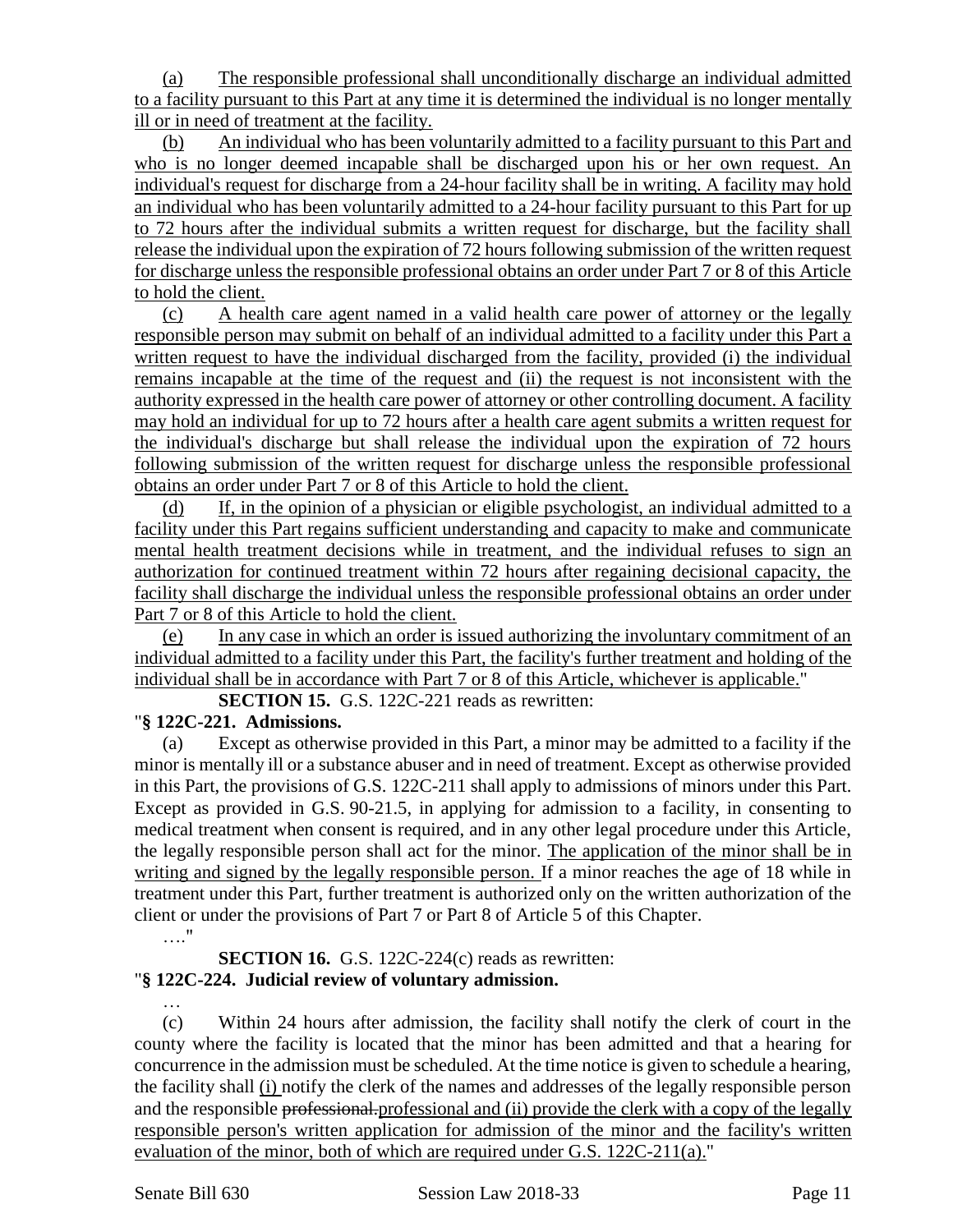(a) The responsible professional shall unconditionally discharge an individual admitted to a facility pursuant to this Part at any time it is determined the individual is no longer mentally ill or in need of treatment at the facility.

(b) An individual who has been voluntarily admitted to a facility pursuant to this Part and who is no longer deemed incapable shall be discharged upon his or her own request. An individual's request for discharge from a 24-hour facility shall be in writing. A facility may hold an individual who has been voluntarily admitted to a 24-hour facility pursuant to this Part for up to 72 hours after the individual submits a written request for discharge, but the facility shall release the individual upon the expiration of 72 hours following submission of the written request for discharge unless the responsible professional obtains an order under Part 7 or 8 of this Article to hold the client.

(c) A health care agent named in a valid health care power of attorney or the legally responsible person may submit on behalf of an individual admitted to a facility under this Part a written request to have the individual discharged from the facility, provided (i) the individual remains incapable at the time of the request and (ii) the request is not inconsistent with the authority expressed in the health care power of attorney or other controlling document. A facility may hold an individual for up to 72 hours after a health care agent submits a written request for the individual's discharge but shall release the individual upon the expiration of 72 hours following submission of the written request for discharge unless the responsible professional obtains an order under Part 7 or 8 of this Article to hold the client.

(d) If, in the opinion of a physician or eligible psychologist, an individual admitted to a facility under this Part regains sufficient understanding and capacity to make and communicate mental health treatment decisions while in treatment, and the individual refuses to sign an authorization for continued treatment within 72 hours after regaining decisional capacity, the facility shall discharge the individual unless the responsible professional obtains an order under Part 7 or 8 of this Article to hold the client.

(e) In any case in which an order is issued authorizing the involuntary commitment of an individual admitted to a facility under this Part, the facility's further treatment and holding of the individual shall be in accordance with Part 7 or 8 of this Article, whichever is applicable."

**SECTION 15.** G.S. 122C-221 reads as rewritten:

"**§ 122C-221. Admissions.**

(a) Except as otherwise provided in this Part, a minor may be admitted to a facility if the minor is mentally ill or a substance abuser and in need of treatment. Except as otherwise provided in this Part, the provisions of G.S. 122C-211 shall apply to admissions of minors under this Part. Except as provided in G.S. 90-21.5, in applying for admission to a facility, in consenting to medical treatment when consent is required, and in any other legal procedure under this Article, the legally responsible person shall act for the minor. The application of the minor shall be in writing and signed by the legally responsible person. If a minor reaches the age of 18 while in treatment under this Part, further treatment is authorized only on the written authorization of the client or under the provisions of Part 7 or Part 8 of Article 5 of this Chapter.

…."

**SECTION 16.** G.S. 122C-224(c) reads as rewritten:

"**§ 122C-224. Judicial review of voluntary admission.**

…

(c) Within 24 hours after admission, the facility shall notify the clerk of court in the county where the facility is located that the minor has been admitted and that a hearing for concurrence in the admission must be scheduled. At the time notice is given to schedule a hearing, the facility shall (i) notify the clerk of the names and addresses of the legally responsible person and the responsible ~~professional.~~professional and (ii) provide the clerk with a copy of the legally responsible person's written application for admission of the minor and the facility's written evaluation of the minor, both of which are required under G.S. 122C-211(a)."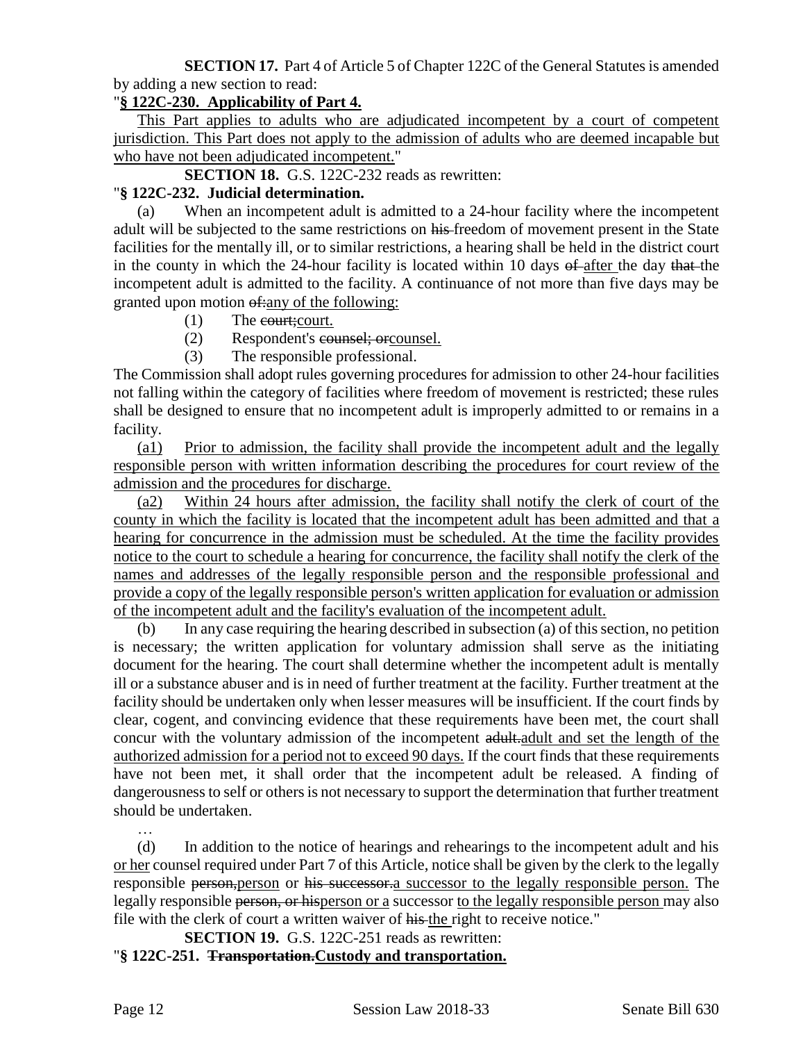**SECTION 17.** Part 4 of Article 5 of Chapter 122C of the General Statutes is amended by adding a new section to read:

"**§ 122C-230. Applicability of Part 4.**

This Part applies to adults who are adjudicated incompetent by a court of competent jurisdiction. This Part does not apply to the admission of adults who are deemed incapable but who have not been adjudicated incompetent."

**SECTION 18.** G.S. 122C-232 reads as rewritten:

"**§ 122C-232. Judicial determination.**

(a) When an incompetent adult is admitted to a 24-hour facility where the incompetent adult will be subjected to the same restrictions on ~~his~~ freedom of movement present in the State facilities for the mentally ill, or to similar restrictions, a hearing shall be held in the district court in the county in which the 24-hour facility is located within 10 days ~~of~~ after the day ~~that~~ the incompetent adult is admitted to the facility. A continuance of not more than five days may be granted upon motion ~~of:~~any of the following:

(1) The ~~court;~~court.

(2) Respondent's ~~counsel; or~~counsel.

(3) The responsible professional.

The Commission shall adopt rules governing procedures for admission to other 24-hour facilities not falling within the category of facilities where freedom of movement is restricted; these rules shall be designed to ensure that no incompetent adult is improperly admitted to or remains in a facility.

(a1) Prior to admission, the facility shall provide the incompetent adult and the legally responsible person with written information describing the procedures for court review of the admission and the procedures for discharge.

(a2) Within 24 hours after admission, the facility shall notify the clerk of court of the county in which the facility is located that the incompetent adult has been admitted and that a hearing for concurrence in the admission must be scheduled. At the time the facility provides notice to the court to schedule a hearing for concurrence, the facility shall notify the clerk of the names and addresses of the legally responsible person and the responsible professional and provide a copy of the legally responsible person's written application for evaluation or admission of the incompetent adult and the facility's evaluation of the incompetent adult.

(b) In any case requiring the hearing described in subsection (a) of this section, no petition is necessary; the written application for voluntary admission shall serve as the initiating document for the hearing. The court shall determine whether the incompetent adult is mentally ill or a substance abuser and is in need of further treatment at the facility. Further treatment at the facility should be undertaken only when lesser measures will be insufficient. If the court finds by clear, cogent, and convincing evidence that these requirements have been met, the court shall concur with the voluntary admission of the incompetent ~~adult.~~adult and set the length of the authorized admission for a period not to exceed 90 days. If the court finds that these requirements have not been met, it shall order that the incompetent adult be released. A finding of dangerousness to self or others is not necessary to support the determination that further treatment should be undertaken.

…

(d) In addition to the notice of hearings and rehearings to the incompetent adult and his or her counsel required under Part 7 of this Article, notice shall be given by the clerk to the legally responsible ~~person,~~person or ~~his successor.~~a successor to the legally responsible person. The legally responsible ~~person, or his~~person or a successor to the legally responsible person may also file with the clerk of court a written waiver of ~~his~~ the right to receive notice."

**SECTION 19.** G.S. 122C-251 reads as rewritten:

"**§ 122C-251. ~~Transportation.~~Custody and transportation.**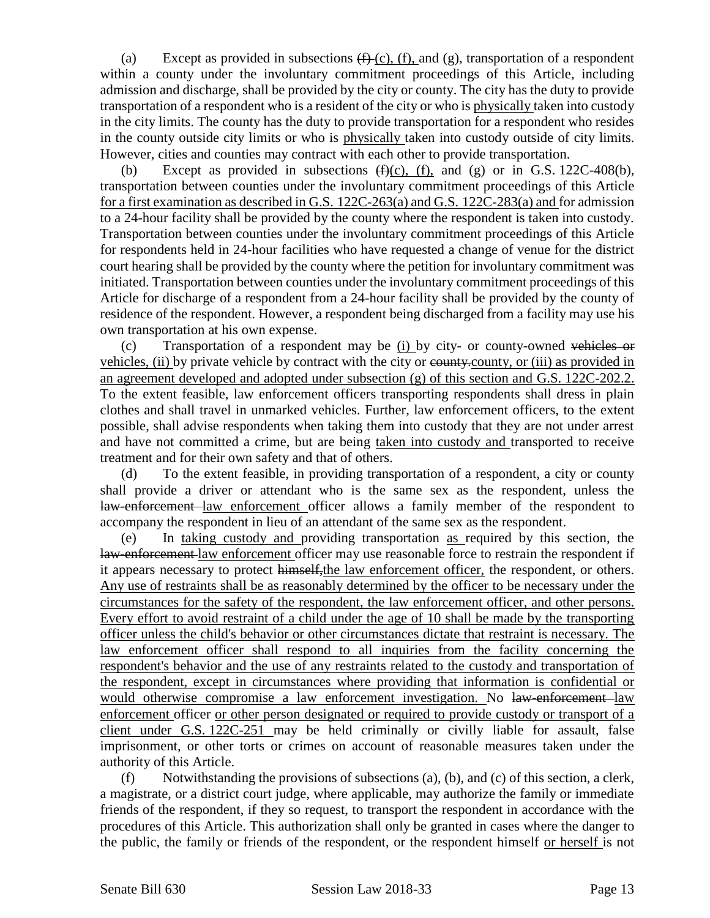(a) Except as provided in subsections (f) (c), (f), and (g), transportation of a respondent within a county under the involuntary commitment proceedings of this Article, including admission and discharge, shall be provided by the city or county. The city has the duty to provide transportation of a respondent who is a resident of the city or who is physically taken into custody in the city limits. The county has the duty to provide transportation for a respondent who resides in the county outside city limits or who is physically taken into custody outside of city limits. However, cities and counties may contract with each other to provide transportation.

(b) Except as provided in subsections (f)(c), (f), and (g) or in G.S. 122C-408(b), transportation between counties under the involuntary commitment proceedings of this Article for a first examination as described in G.S. 122C-263(a) and G.S. 122C-283(a) and for admission to a 24-hour facility shall be provided by the county where the respondent is taken into custody. Transportation between counties under the involuntary commitment proceedings of this Article for respondents held in 24-hour facilities who have requested a change of venue for the district court hearing shall be provided by the county where the petition for involuntary commitment was initiated. Transportation between counties under the involuntary commitment proceedings of this Article for discharge of a respondent from a 24-hour facility shall be provided by the county of residence of the respondent. However, a respondent being discharged from a facility may use his own transportation at his own expense.

(c) Transportation of a respondent may be (i) by city- or county-owned vehicles or vehicles, (ii) by private vehicle by contract with the city or county.county, or (iii) as provided in an agreement developed and adopted under subsection (g) of this section and G.S. 122C-202.2. To the extent feasible, law enforcement officers transporting respondents shall dress in plain clothes and shall travel in unmarked vehicles. Further, law enforcement officers, to the extent possible, shall advise respondents when taking them into custody that they are not under arrest and have not committed a crime, but are being taken into custody and transported to receive treatment and for their own safety and that of others.

(d) To the extent feasible, in providing transportation of a respondent, a city or county shall provide a driver or attendant who is the same sex as the respondent, unless the law-enforcement law enforcement officer allows a family member of the respondent to accompany the respondent in lieu of an attendant of the same sex as the respondent.

(e) In taking custody and providing transportation as required by this section, the law-enforcement law enforcement officer may use reasonable force to restrain the respondent if it appears necessary to protect himself,the law enforcement officer, the respondent, or others. Any use of restraints shall be as reasonably determined by the officer to be necessary under the circumstances for the safety of the respondent, the law enforcement officer, and other persons. Every effort to avoid restraint of a child under the age of 10 shall be made by the transporting officer unless the child's behavior or other circumstances dictate that restraint is necessary. The law enforcement officer shall respond to all inquiries from the facility concerning the respondent's behavior and the use of any restraints related to the custody and transportation of the respondent, except in circumstances where providing that information is confidential or would otherwise compromise a law enforcement investigation. No law-enforcement law enforcement officer or other person designated or required to provide custody or transport of a client under G.S. 122C-251 may be held criminally or civilly liable for assault, false imprisonment, or other torts or crimes on account of reasonable measures taken under the authority of this Article.

(f) Notwithstanding the provisions of subsections (a), (b), and (c) of this section, a clerk, a magistrate, or a district court judge, where applicable, may authorize the family or immediate friends of the respondent, if they so request, to transport the respondent in accordance with the procedures of this Article. This authorization shall only be granted in cases where the danger to the public, the family or friends of the respondent, or the respondent himself or herself is not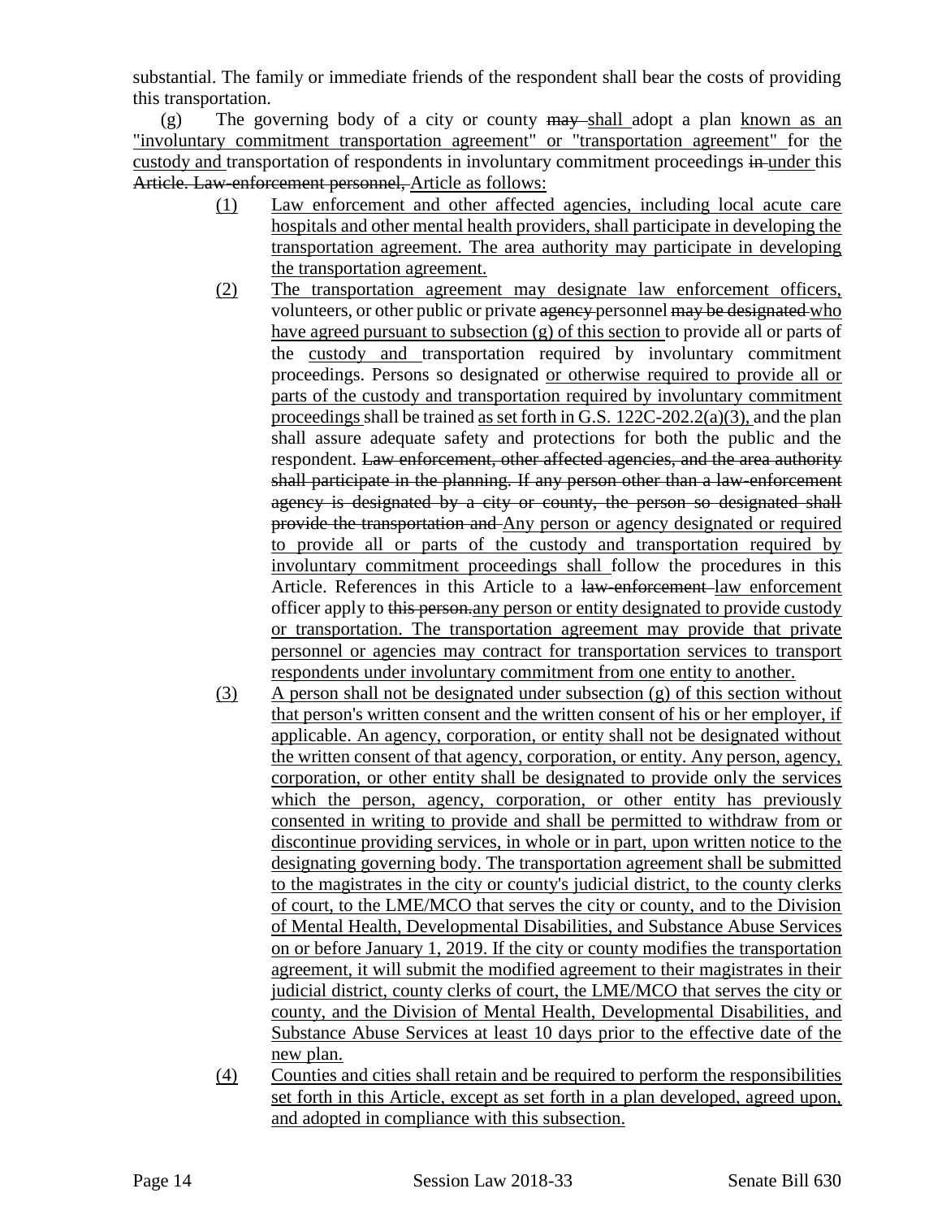substantial. The family or immediate friends of the respondent shall bear the costs of providing this transportation.

(g) The governing body of a city or county ~~may~~ <u>shall</u> adopt a plan <u>known as an "involuntary commitment transportation agreement" or "transportation agreement"</u> for <u>the custody and</u> transportation of respondents in involuntary commitment proceedings ~~in~~ <u>under</u> this ~~Article. Law-enforcement personnel,~~ <u>Article as follows:</u>

<u>(1) Law enforcement and other affected agencies, including local acute care hospitals and other mental health providers, shall participate in developing the transportation agreement. The area authority may participate in developing the transportation agreement.</u>

<u>(2) The transportation agreement may designate law enforcement officers,</u> volunteers, or other public or private ~~agency~~ personnel ~~may be designated~~ <u>who have agreed pursuant to subsection (g) of this section</u> to provide all or parts of the <u>custody and</u> transportation required by involuntary commitment proceedings. Persons so designated <u>or otherwise required to provide all or parts of the custody and transportation required by involuntary commitment proceedings</u> shall be trained <u>as set forth in G.S. 122C-202.2(a)(3),</u> and the plan shall assure adequate safety and protections for both the public and the respondent. ~~Law enforcement, other affected agencies, and the area authority shall participate in the planning. If any person other than a law-enforcement agency is designated by a city or county, the person so designated shall provide the transportation and~~ <u>Any person or agency designated or required to provide all or parts of the custody and transportation required by involuntary commitment proceedings shall</u> follow the procedures in this Article. References in this Article to a ~~law-enforcement~~ <u>law enforcement</u> officer apply to ~~this person.~~<u>any person or entity designated to provide custody or transportation. The transportation agreement may provide that private personnel or agencies may contract for transportation services to transport respondents under involuntary commitment from one entity to another.</u>

<u>(3) A person shall not be designated under subsection (g) of this section without that person's written consent and the written consent of his or her employer, if applicable. An agency, corporation, or entity shall not be designated without the written consent of that agency, corporation, or entity. Any person, agency, corporation, or other entity shall be designated to provide only the services which the person, agency, corporation, or other entity has previously consented in writing to provide and shall be permitted to withdraw from or discontinue providing services, in whole or in part, upon written notice to the designating governing body. The transportation agreement shall be submitted to the magistrates in the city or county's judicial district, to the county clerks of court, to the LME/MCO that serves the city or county, and to the Division of Mental Health, Developmental Disabilities, and Substance Abuse Services on or before January 1, 2019. If the city or county modifies the transportation agreement, it will submit the modified agreement to their magistrates in their judicial district, county clerks of court, the LME/MCO that serves the city or county, and the Division of Mental Health, Developmental Disabilities, and Substance Abuse Services at least 10 days prior to the effective date of the new plan.</u>

<u>(4) Counties and cities shall retain and be required to perform the responsibilities set forth in this Article, except as set forth in a plan developed, agreed upon, and adopted in compliance with this subsection.</u>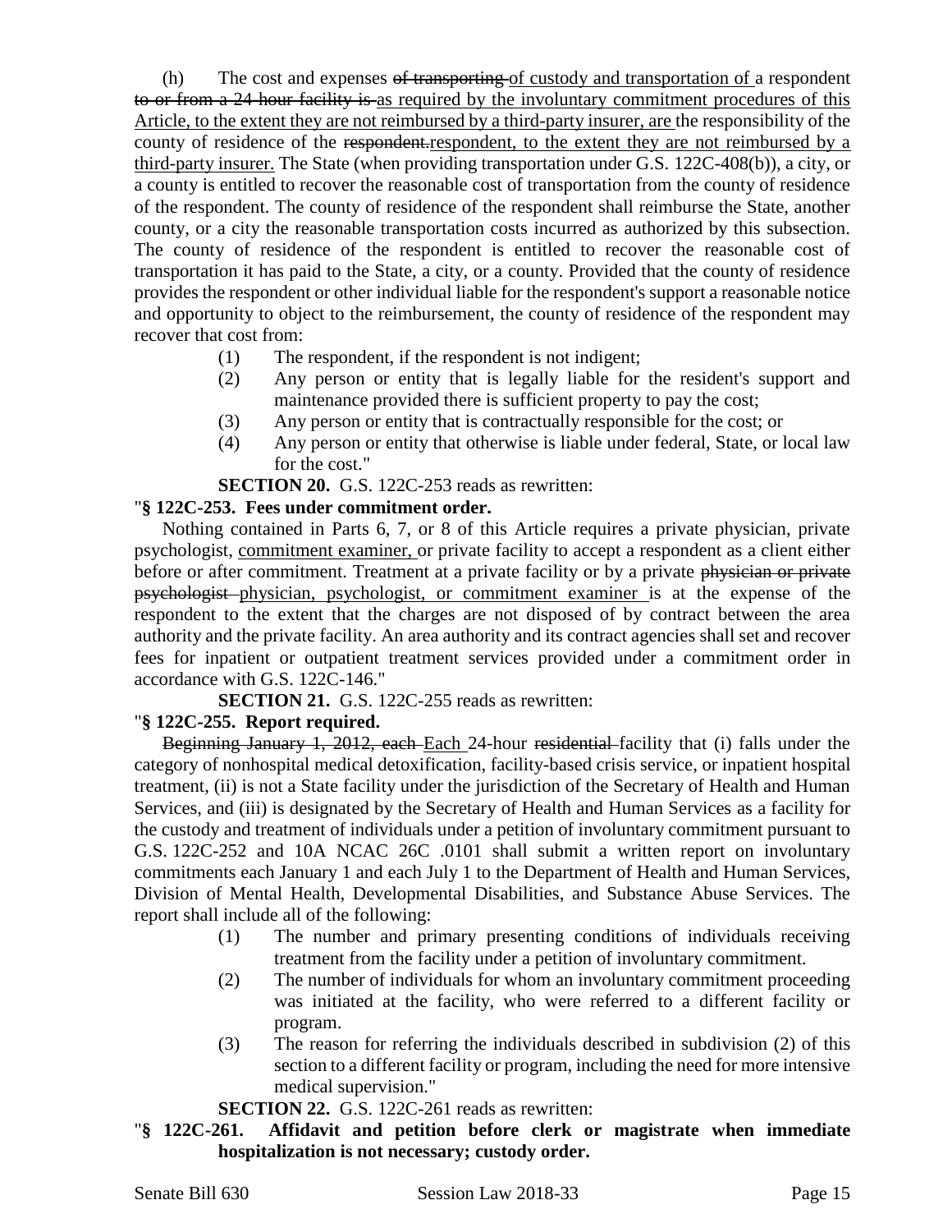(h) The cost and expenses ~~of transporting~~ of custody and transportation of a respondent ~~to or from a 24-hour facility is~~ as required by the involuntary commitment procedures of this Article, to the extent they are not reimbursed by a third-party insurer, are the responsibility of the county of residence of the ~~respondent.~~respondent, to the extent they are not reimbursed by a third-party insurer. The State (when providing transportation under G.S. 122C-408(b)), a city, or a county is entitled to recover the reasonable cost of transportation from the county of residence of the respondent. The county of residence of the respondent shall reimburse the State, another county, or a city the reasonable transportation costs incurred as authorized by this subsection. The county of residence of the respondent is entitled to recover the reasonable cost of transportation it has paid to the State, a city, or a county. Provided that the county of residence provides the respondent or other individual liable for the respondent's support a reasonable notice and opportunity to object to the reimbursement, the county of residence of the respondent may recover that cost from:

(1) The respondent, if the respondent is not indigent;
(2) Any person or entity that is legally liable for the resident's support and maintenance provided there is sufficient property to pay the cost;
(3) Any person or entity that is contractually responsible for the cost; or
(4) Any person or entity that otherwise is liable under federal, State, or local law for the cost."

**SECTION 20.** G.S. 122C-253 reads as rewritten:

"**§ 122C-253. Fees under commitment order.**

Nothing contained in Parts 6, 7, or 8 of this Article requires a private physician, private psychologist, commitment examiner, or private facility to accept a respondent as a client either before or after commitment. Treatment at a private facility or by a private ~~physician or private psychologist~~ physician, psychologist, or commitment examiner is at the expense of the respondent to the extent that the charges are not disposed of by contract between the area authority and the private facility. An area authority and its contract agencies shall set and recover fees for inpatient or outpatient treatment services provided under a commitment order in accordance with G.S. 122C-146."

**SECTION 21.** G.S. 122C-255 reads as rewritten:

"**§ 122C-255. Report required.**

~~Beginning January 1, 2012, each~~ Each 24-hour ~~residential~~ facility that (i) falls under the category of nonhospital medical detoxification, facility-based crisis service, or inpatient hospital treatment, (ii) is not a State facility under the jurisdiction of the Secretary of Health and Human Services, and (iii) is designated by the Secretary of Health and Human Services as a facility for the custody and treatment of individuals under a petition of involuntary commitment pursuant to G.S. 122C-252 and 10A NCAC 26C .0101 shall submit a written report on involuntary commitments each January 1 and each July 1 to the Department of Health and Human Services, Division of Mental Health, Developmental Disabilities, and Substance Abuse Services. The report shall include all of the following:

(1) The number and primary presenting conditions of individuals receiving treatment from the facility under a petition of involuntary commitment.
(2) The number of individuals for whom an involuntary commitment proceeding was initiated at the facility, who were referred to a different facility or program.
(3) The reason for referring the individuals described in subdivision (2) of this section to a different facility or program, including the need for more intensive medical supervision."

**SECTION 22.** G.S. 122C-261 reads as rewritten:

"**§ 122C-261. Affidavit and petition before clerk or magistrate when immediate hospitalization is not necessary; custody order.**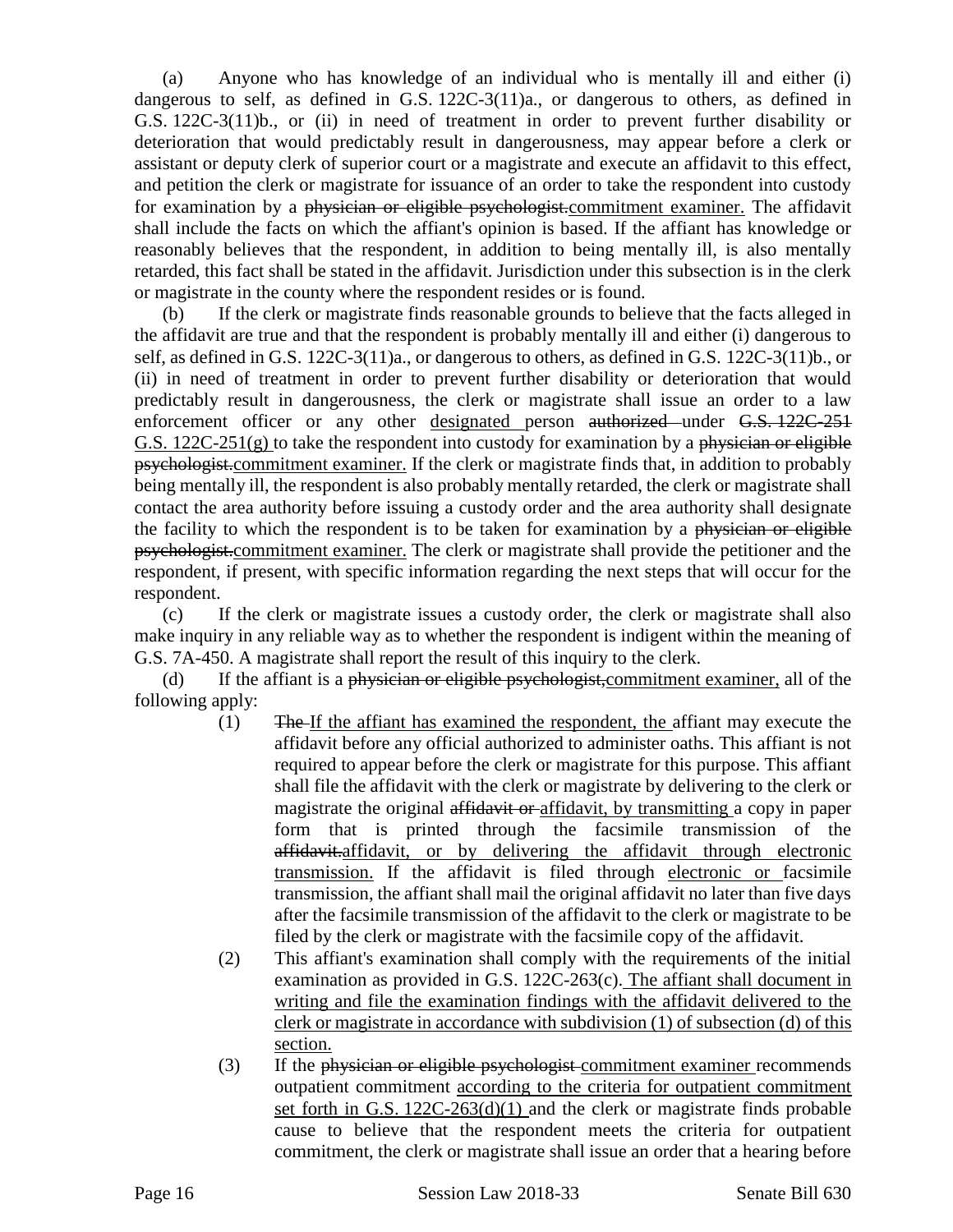(a) Anyone who has knowledge of an individual who is mentally ill and either (i) dangerous to self, as defined in G.S. 122C-3(11)a., or dangerous to others, as defined in G.S. 122C-3(11)b., or (ii) in need of treatment in order to prevent further disability or deterioration that would predictably result in dangerousness, may appear before a clerk or assistant or deputy clerk of superior court or a magistrate and execute an affidavit to this effect, and petition the clerk or magistrate for issuance of an order to take the respondent into custody for examination by a ~~physician or eligible psychologist.~~<u>commitment examiner.</u> The affidavit shall include the facts on which the affiant's opinion is based. If the affiant has knowledge or reasonably believes that the respondent, in addition to being mentally ill, is also mentally retarded, this fact shall be stated in the affidavit. Jurisdiction under this subsection is in the clerk or magistrate in the county where the respondent resides or is found.

(b) If the clerk or magistrate finds reasonable grounds to believe that the facts alleged in the affidavit are true and that the respondent is probably mentally ill and either (i) dangerous to self, as defined in G.S. 122C-3(11)a., or dangerous to others, as defined in G.S. 122C-3(11)b., or (ii) in need of treatment in order to prevent further disability or deterioration that would predictably result in dangerousness, the clerk or magistrate shall issue an order to a law enforcement officer or any other <u>designated</u> person ~~authorized~~ under ~~G.S. 122C-251~~ <u>G.S. 122C-251(g)</u> to take the respondent into custody for examination by a ~~physician or eligible psychologist.~~<u>commitment examiner.</u> If the clerk or magistrate finds that, in addition to probably being mentally ill, the respondent is also probably mentally retarded, the clerk or magistrate shall contact the area authority before issuing a custody order and the area authority shall designate the facility to which the respondent is to be taken for examination by a ~~physician or eligible psychologist.~~<u>commitment examiner.</u> The clerk or magistrate shall provide the petitioner and the respondent, if present, with specific information regarding the next steps that will occur for the respondent.

(c) If the clerk or magistrate issues a custody order, the clerk or magistrate shall also make inquiry in any reliable way as to whether the respondent is indigent within the meaning of G.S. 7A-450. A magistrate shall report the result of this inquiry to the clerk.

(d) If the affiant is a ~~physician or eligible psychologist,~~<u>commitment examiner,</u> all of the following apply:

(1) ~~The~~ <u>If the affiant has examined the respondent, the</u> affiant may execute the affidavit before any official authorized to administer oaths. This affiant is not required to appear before the clerk or magistrate for this purpose. This affiant shall file the affidavit with the clerk or magistrate by delivering to the clerk or magistrate the original ~~affidavit or~~ <u>affidavit, by transmitting</u> a copy in paper form that is printed through the facsimile transmission of the ~~affidavit.~~<u>affidavit, or by delivering the affidavit through electronic transmission.</u> If the affidavit is filed through <u>electronic or</u> facsimile transmission, the affiant shall mail the original affidavit no later than five days after the facsimile transmission of the affidavit to the clerk or magistrate to be filed by the clerk or magistrate with the facsimile copy of the affidavit.

(2) This affiant's examination shall comply with the requirements of the initial examination as provided in G.S. 122C-263(c). <u>The affiant shall document in writing and file the examination findings with the affidavit delivered to the clerk or magistrate in accordance with subdivision (1) of subsection (d) of this section.</u>

(3) If the ~~physician or eligible psychologist~~ <u>commitment examiner</u> recommends outpatient commitment <u>according to the criteria for outpatient commitment set forth in G.S. 122C-263(d)(1)</u> and the clerk or magistrate finds probable cause to believe that the respondent meets the criteria for outpatient commitment, the clerk or magistrate shall issue an order that a hearing before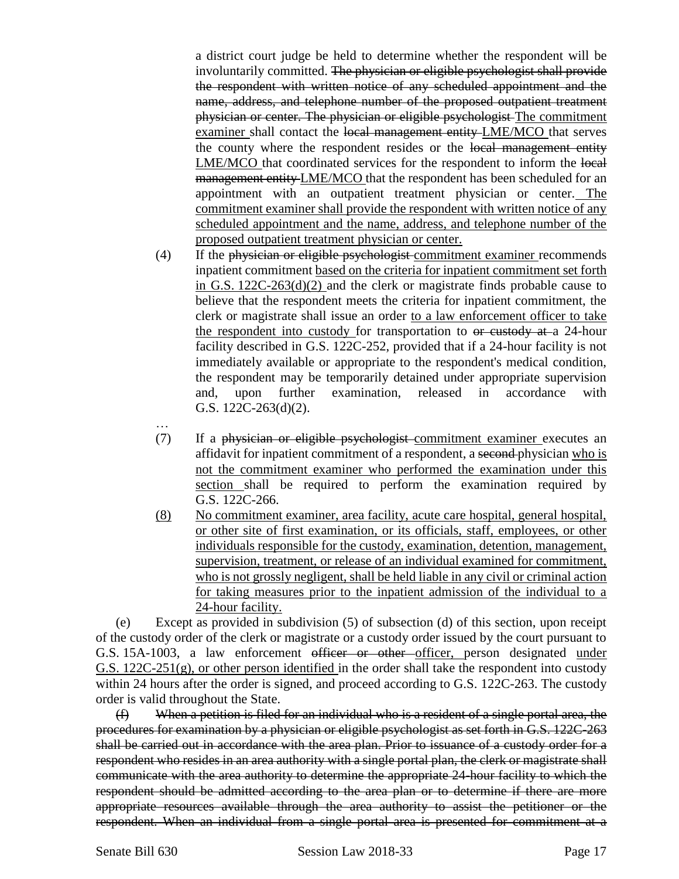a district court judge be held to determine whether the respondent will be involuntarily committed. ~~The physician or eligible psychologist shall provide the respondent with written notice of any scheduled appointment and the name, address, and telephone number of the proposed outpatient treatment physician or center. The physician or eligible psychologist~~ <u>The commitment examiner</u> shall contact the ~~local management entity~~ <u>LME/MCO</u> that serves the county where the respondent resides or the ~~local management entity~~ <u>LME/MCO</u> that coordinated services for the respondent to inform the ~~local management entity~~ <u>LME/MCO</u> that the respondent has been scheduled for an appointment with an outpatient treatment physician or center. <u>The commitment examiner shall provide the respondent with written notice of any scheduled appointment and the name, address, and telephone number of the proposed outpatient treatment physician or center.</u>

(4) If the ~~physician or eligible psychologist~~ <u>commitment examiner</u> recommends inpatient commitment <u>based on the criteria for inpatient commitment set forth in G.S. 122C-263(d)(2)</u> and the clerk or magistrate finds probable cause to believe that the respondent meets the criteria for inpatient commitment, the clerk or magistrate shall issue an order <u>to a law enforcement officer to take the respondent into custody</u> for transportation to ~~or custody at~~ a 24-hour facility described in G.S. 122C-252, provided that if a 24-hour facility is not immediately available or appropriate to the respondent's medical condition, the respondent may be temporarily detained under appropriate supervision and, upon further examination, released in accordance with G.S. 122C-263(d)(2).

…

(7) If a ~~physician or eligible psychologist~~ <u>commitment examiner</u> executes an affidavit for inpatient commitment of a respondent, a ~~second~~ physician <u>who is not the commitment examiner who performed the examination under this section</u> shall be required to perform the examination required by G.S. 122C-266.

<u>(8) No commitment examiner, area facility, acute care hospital, general hospital, or other site of first examination, or its officials, staff, employees, or other individuals responsible for the custody, examination, detention, management, supervision, treatment, or release of an individual examined for commitment, who is not grossly negligent, shall be held liable in any civil or criminal action for taking measures prior to the inpatient admission of the individual to a 24-hour facility.</u>

(e) Except as provided in subdivision (5) of subsection (d) of this section, upon receipt of the custody order of the clerk or magistrate or a custody order issued by the court pursuant to G.S. 15A-1003, a law enforcement ~~officer or other~~ <u>officer,</u> person designated <u>under G.S. 122C-251(g), or other person identified</u> in the order shall take the respondent into custody within 24 hours after the order is signed, and proceed according to G.S. 122C-263. The custody order is valid throughout the State.

~~(f) When a petition is filed for an individual who is a resident of a single portal area, the procedures for examination by a physician or eligible psychologist as set forth in G.S. 122C-263 shall be carried out in accordance with the area plan. Prior to issuance of a custody order for a respondent who resides in an area authority with a single portal plan, the clerk or magistrate shall communicate with the area authority to determine the appropriate 24-hour facility to which the respondent should be admitted according to the area plan or to determine if there are more appropriate resources available through the area authority to assist the petitioner or the respondent. When an individual from a single portal area is presented for commitment at a~~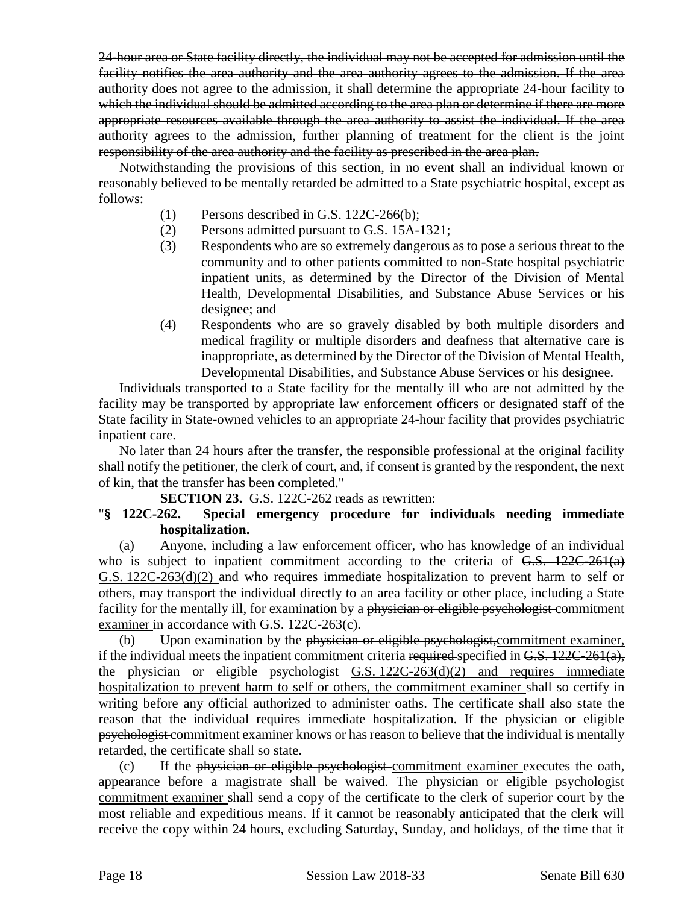~~24-hour area or State facility directly, the individual may not be accepted for admission until the facility notifies the area authority and the area authority agrees to the admission. If the area authority does not agree to the admission, it shall determine the appropriate 24-hour facility to which the individual should be admitted according to the area plan or determine if there are more appropriate resources available through the area authority to assist the individual. If the area authority agrees to the admission, further planning of treatment for the client is the joint responsibility of the area authority and the facility as prescribed in the area plan.~~

Notwithstanding the provisions of this section, in no event shall an individual known or reasonably believed to be mentally retarded be admitted to a State psychiatric hospital, except as follows:

(1) Persons described in G.S. 122C-266(b);

(2) Persons admitted pursuant to G.S. 15A-1321;

(3) Respondents who are so extremely dangerous as to pose a serious threat to the community and to other patients committed to non-State hospital psychiatric inpatient units, as determined by the Director of the Division of Mental Health, Developmental Disabilities, and Substance Abuse Services or his designee; and

(4) Respondents who are so gravely disabled by both multiple disorders and medical fragility or multiple disorders and deafness that alternative care is inappropriate, as determined by the Director of the Division of Mental Health, Developmental Disabilities, and Substance Abuse Services or his designee.

Individuals transported to a State facility for the mentally ill who are not admitted by the facility may be transported by <u>appropriate</u> law enforcement officers or designated staff of the State facility in State-owned vehicles to an appropriate 24-hour facility that provides psychiatric inpatient care.

No later than 24 hours after the transfer, the responsible professional at the original facility shall notify the petitioner, the clerk of court, and, if consent is granted by the respondent, the next of kin, that the transfer has been completed."

**SECTION 23.** G.S. 122C-262 reads as rewritten:

"**§ 122C-262. Special emergency procedure for individuals needing immediate hospitalization.**

(a) Anyone, including a law enforcement officer, who has knowledge of an individual who is subject to inpatient commitment according to the criteria of ~~G.S. 122C-261(a)~~ <u>G.S. 122C-263(d)(2)</u> and who requires immediate hospitalization to prevent harm to self or others, may transport the individual directly to an area facility or other place, including a State facility for the mentally ill, for examination by a ~~physician or eligible psychologist~~ <u>commitment examiner</u> in accordance with G.S. 122C-263(c).

(b) Upon examination by the ~~physician or eligible psychologist,~~<u>commitment examiner,</u> if the individual meets the <u>inpatient commitment</u> criteria ~~required~~ <u>specified</u> in ~~G.S. 122C-261(a), the physician or eligible psychologist~~ <u>G.S. 122C-263(d)(2) and requires immediate hospitalization to prevent harm to self or others, the commitment examiner</u> shall so certify in writing before any official authorized to administer oaths. The certificate shall also state the reason that the individual requires immediate hospitalization. If the ~~physician or eligible psychologist~~ <u>commitment examiner</u> knows or has reason to believe that the individual is mentally retarded, the certificate shall so state.

(c) If the ~~physician or eligible psychologist~~ <u>commitment examiner</u> executes the oath, appearance before a magistrate shall be waived. The ~~physician or eligible psychologist~~ <u>commitment examiner</u> shall send a copy of the certificate to the clerk of superior court by the most reliable and expeditious means. If it cannot be reasonably anticipated that the clerk will receive the copy within 24 hours, excluding Saturday, Sunday, and holidays, of the time that it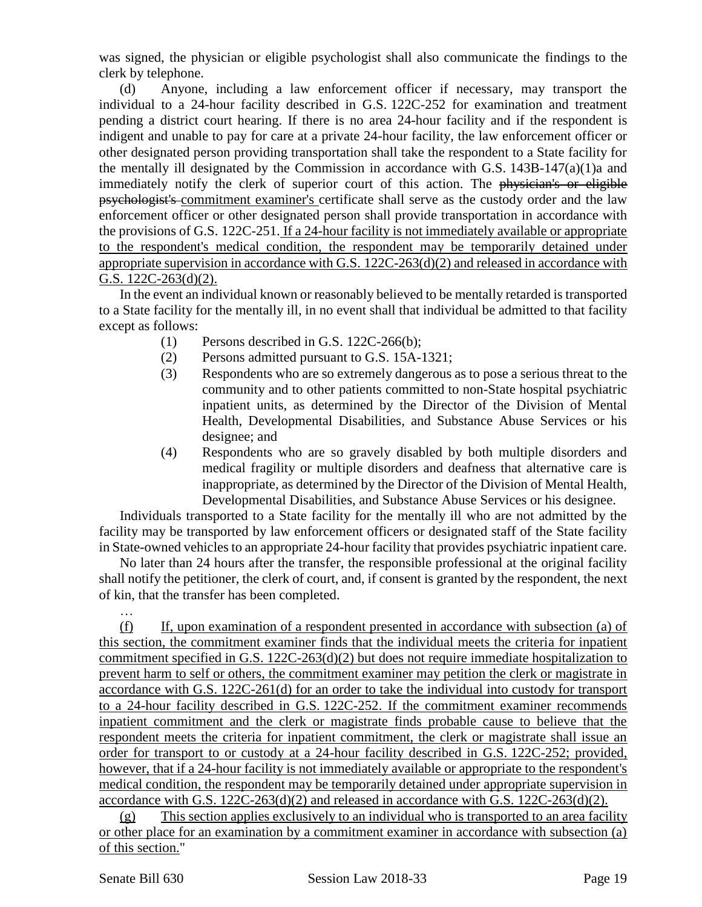was signed, the physician or eligible psychologist shall also communicate the findings to the clerk by telephone.

(d) Anyone, including a law enforcement officer if necessary, may transport the individual to a 24-hour facility described in G.S. 122C-252 for examination and treatment pending a district court hearing. If there is no area 24-hour facility and if the respondent is indigent and unable to pay for care at a private 24-hour facility, the law enforcement officer or other designated person providing transportation shall take the respondent to a State facility for the mentally ill designated by the Commission in accordance with G.S. 143B-147(a)(1)a and immediately notify the clerk of superior court of this action. The ~~physician's or eligible psychologist's~~ commitment examiner's certificate shall serve as the custody order and the law enforcement officer or other designated person shall provide transportation in accordance with the provisions of G.S. 122C-251. If a 24-hour facility is not immediately available or appropriate to the respondent's medical condition, the respondent may be temporarily detained under appropriate supervision in accordance with G.S. 122C-263(d)(2) and released in accordance with G.S. 122C-263(d)(2).

In the event an individual known or reasonably believed to be mentally retarded is transported to a State facility for the mentally ill, in no event shall that individual be admitted to that facility except as follows:

(1) Persons described in G.S. 122C-266(b);

(2) Persons admitted pursuant to G.S. 15A-1321;

(3) Respondents who are so extremely dangerous as to pose a serious threat to the community and to other patients committed to non-State hospital psychiatric inpatient units, as determined by the Director of the Division of Mental Health, Developmental Disabilities, and Substance Abuse Services or his designee; and

(4) Respondents who are so gravely disabled by both multiple disorders and medical fragility or multiple disorders and deafness that alternative care is inappropriate, as determined by the Director of the Division of Mental Health, Developmental Disabilities, and Substance Abuse Services or his designee.

Individuals transported to a State facility for the mentally ill who are not admitted by the facility may be transported by law enforcement officers or designated staff of the State facility in State-owned vehicles to an appropriate 24-hour facility that provides psychiatric inpatient care.

No later than 24 hours after the transfer, the responsible professional at the original facility shall notify the petitioner, the clerk of court, and, if consent is granted by the respondent, the next of kin, that the transfer has been completed.

…

(f) If, upon examination of a respondent presented in accordance with subsection (a) of this section, the commitment examiner finds that the individual meets the criteria for inpatient commitment specified in G.S. 122C-263(d)(2) but does not require immediate hospitalization to prevent harm to self or others, the commitment examiner may petition the clerk or magistrate in accordance with G.S. 122C-261(d) for an order to take the individual into custody for transport to a 24-hour facility described in G.S. 122C-252. If the commitment examiner recommends inpatient commitment and the clerk or magistrate finds probable cause to believe that the respondent meets the criteria for inpatient commitment, the clerk or magistrate shall issue an order for transport to or custody at a 24-hour facility described in G.S. 122C-252; provided, however, that if a 24-hour facility is not immediately available or appropriate to the respondent's medical condition, the respondent may be temporarily detained under appropriate supervision in accordance with G.S. 122C-263(d)(2) and released in accordance with G.S. 122C-263(d)(2).

(g) This section applies exclusively to an individual who is transported to an area facility or other place for an examination by a commitment examiner in accordance with subsection (a) of this section."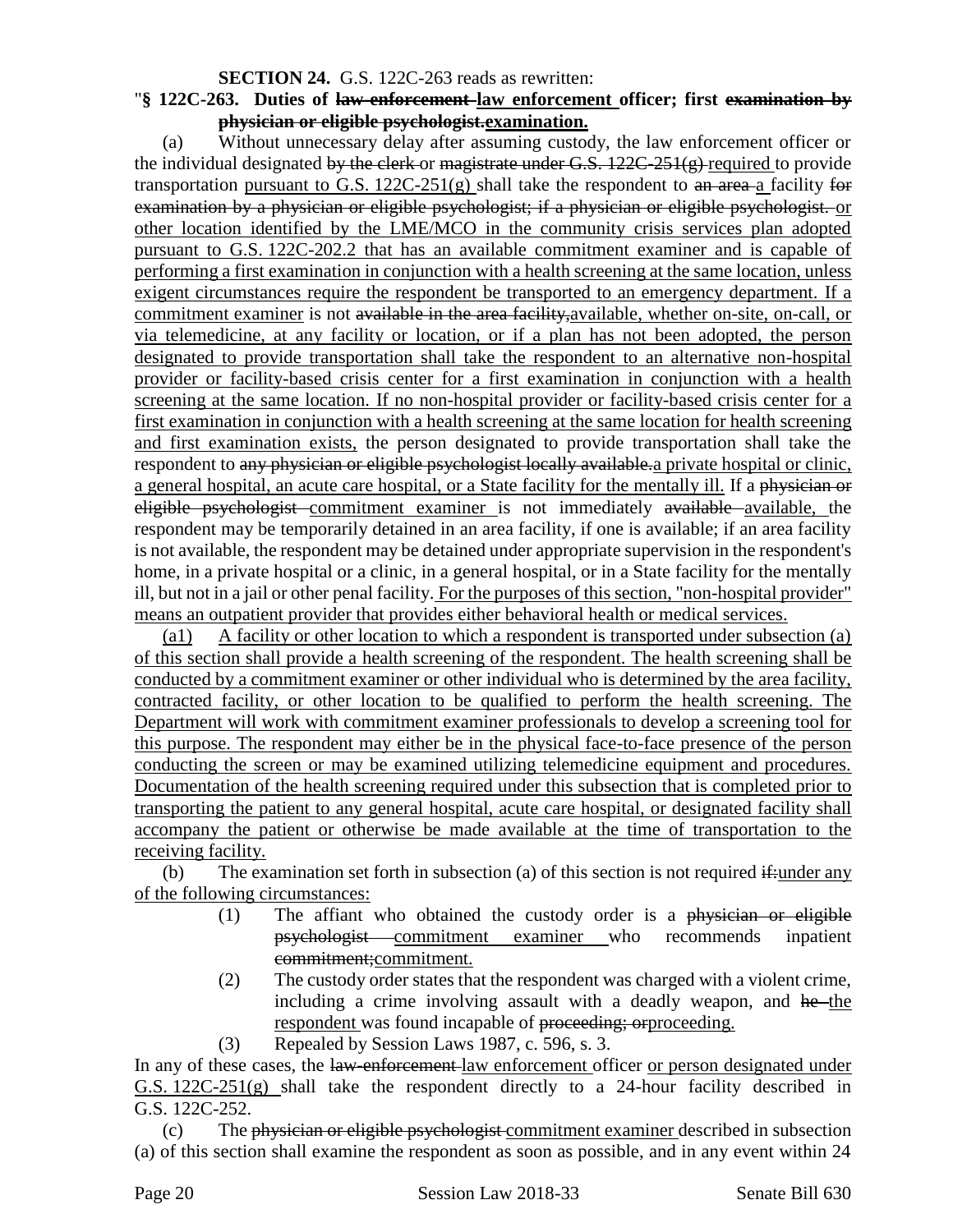**SECTION 24.** G.S. 122C-263 reads as rewritten:

"**§ 122C-263. Duties of ~~law-enforcement~~ law enforcement officer; first ~~examination by physician or eligible psychologist.~~examination.**

(a) Without unnecessary delay after assuming custody, the law enforcement officer or the individual designated ~~by the clerk~~ or ~~magistrate under G.S. 122C-251(g)~~ required to provide transportation pursuant to G.S. 122C-251(g) shall take the respondent to ~~an area~~ a facility ~~for examination by a physician or eligible psychologist; if a physician or eligible psychologist.~~ or other location identified by the LME/MCO in the community crisis services plan adopted pursuant to G.S. 122C-202.2 that has an available commitment examiner and is capable of performing a first examination in conjunction with a health screening at the same location, unless exigent circumstances require the respondent be transported to an emergency department. If a commitment examiner is not ~~available in the area facility,~~available, whether on-site, on-call, or via telemedicine, at any facility or location, or if a plan has not been adopted, the person designated to provide transportation shall take the respondent to an alternative non-hospital provider or facility-based crisis center for a first examination in conjunction with a health screening at the same location. If no non-hospital provider or facility-based crisis center for a first examination in conjunction with a health screening at the same location for health screening and first examination exists, the person designated to provide transportation shall take the respondent to ~~any physician or eligible psychologist locally available.~~a private hospital or clinic, a general hospital, an acute care hospital, or a State facility for the mentally ill. If a ~~physician or eligible psychologist~~ commitment examiner is not immediately ~~available~~ available, the respondent may be temporarily detained in an area facility, if one is available; if an area facility is not available, the respondent may be detained under appropriate supervision in the respondent's home, in a private hospital or a clinic, in a general hospital, or in a State facility for the mentally ill, but not in a jail or other penal facility. For the purposes of this section, "non-hospital provider" means an outpatient provider that provides either behavioral health or medical services.

(a1) A facility or other location to which a respondent is transported under subsection (a) of this section shall provide a health screening of the respondent. The health screening shall be conducted by a commitment examiner or other individual who is determined by the area facility, contracted facility, or other location to be qualified to perform the health screening. The Department will work with commitment examiner professionals to develop a screening tool for this purpose. The respondent may either be in the physical face-to-face presence of the person conducting the screen or may be examined utilizing telemedicine equipment and procedures. Documentation of the health screening required under this subsection that is completed prior to transporting the patient to any general hospital, acute care hospital, or designated facility shall accompany the patient or otherwise be made available at the time of transportation to the receiving facility.

(b) The examination set forth in subsection (a) of this section is not required ~~if:~~under any of the following circumstances:

(1) The affiant who obtained the custody order is a ~~physician or eligible psychologist~~ commitment examiner who recommends inpatient ~~commitment;~~commitment.

(2) The custody order states that the respondent was charged with a violent crime, including a crime involving assault with a deadly weapon, and ~~he~~ the respondent was found incapable of ~~proceeding; or~~proceeding.

(3) Repealed by Session Laws 1987, c. 596, s. 3.

In any of these cases, the ~~law-enforcement~~ law enforcement officer or person designated under G.S. 122C-251(g) shall take the respondent directly to a 24-hour facility described in G.S. 122C-252.

(c) The ~~physician or eligible psychologist~~ commitment examiner described in subsection (a) of this section shall examine the respondent as soon as possible, and in any event within 24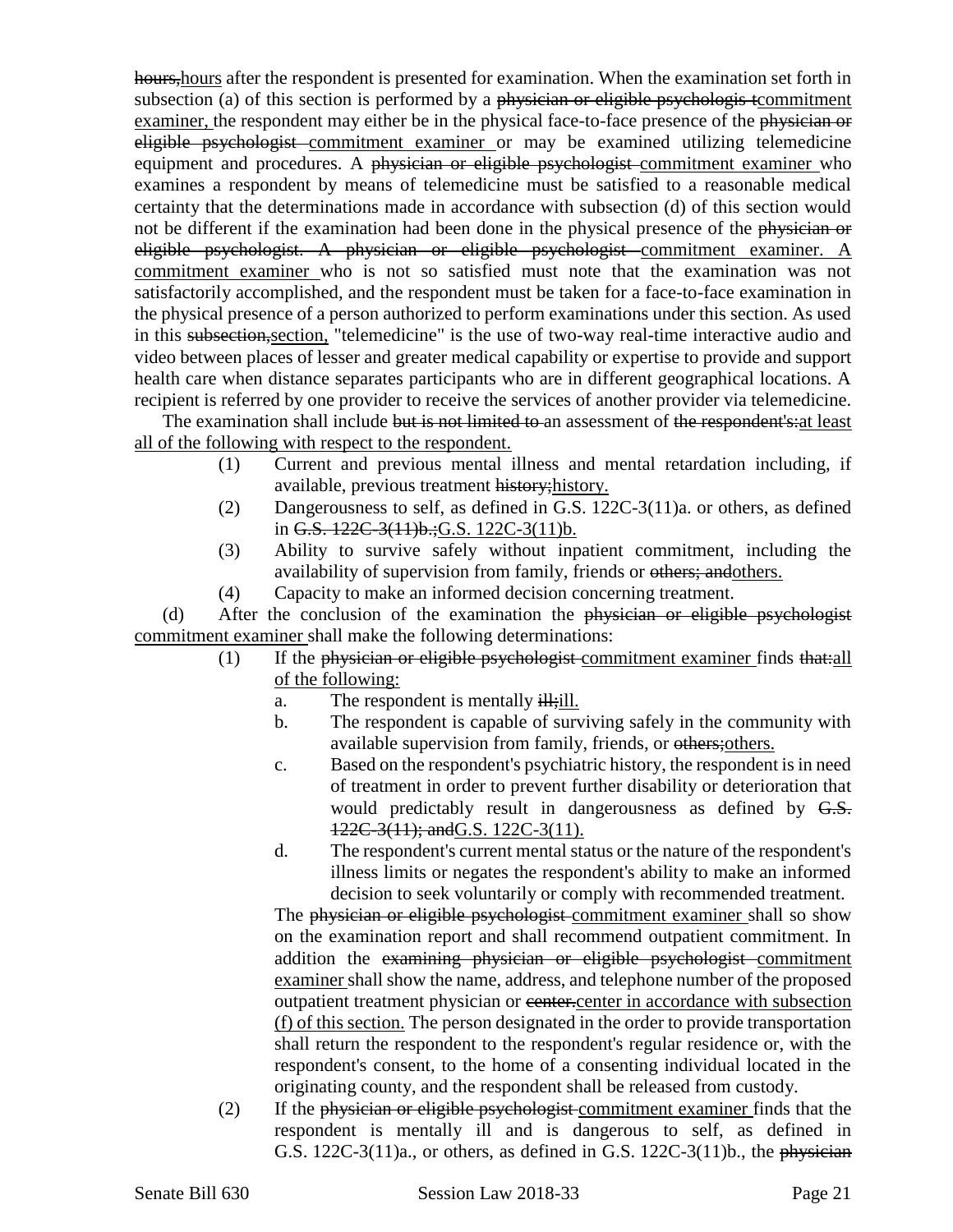~~hours,~~<u>hours</u> after the respondent is presented for examination. When the examination set forth in subsection (a) of this section is performed by a ~~physician or eligible psychologis t~~<u>commitment examiner,</u> the respondent may either be in the physical face-to-face presence of the ~~physician or eligible psychologist~~ <u>commitment examiner</u> or may be examined utilizing telemedicine equipment and procedures. A ~~physician or eligible psychologist~~ <u>commitment examiner</u> who examines a respondent by means of telemedicine must be satisfied to a reasonable medical certainty that the determinations made in accordance with subsection (d) of this section would not be different if the examination had been done in the physical presence of the ~~physician or eligible psychologist. A physician or eligible psychologist~~ <u>commitment examiner. A commitment examiner</u> who is not so satisfied must note that the examination was not satisfactorily accomplished, and the respondent must be taken for a face-to-face examination in the physical presence of a person authorized to perform examinations under this section. As used in this ~~subsection,~~<u>section,</u> "telemedicine" is the use of two-way real-time interactive audio and video between places of lesser and greater medical capability or expertise to provide and support health care when distance separates participants who are in different geographical locations. A recipient is referred by one provider to receive the services of another provider via telemedicine.

The examination shall include ~~but is not limited to~~ an assessment of ~~the respondent's:~~<u>at least all of the following with respect to the respondent.</u>

(1) Current and previous mental illness and mental retardation including, if available, previous treatment ~~history;~~<u>history.</u>

(2) Dangerousness to self, as defined in G.S. 122C-3(11)a. or others, as defined in ~~G.S. 122C-3(11)b.;~~<u>G.S. 122C-3(11)b.</u>

(3) Ability to survive safely without inpatient commitment, including the availability of supervision from family, friends or ~~others; and~~<u>others.</u>

(4) Capacity to make an informed decision concerning treatment.

(d) After the conclusion of the examination the ~~physician or eligible psychologist~~ <u>commitment examiner</u> shall make the following determinations:

(1) If the ~~physician or eligible psychologist~~ <u>commitment examiner</u> finds ~~that:~~<u>all of the following:</u>

a. The respondent is mentally ~~ill;~~<u>ill.</u>

b. The respondent is capable of surviving safely in the community with available supervision from family, friends, or ~~others;~~<u>others.</u>

c. Based on the respondent's psychiatric history, the respondent is in need of treatment in order to prevent further disability or deterioration that would predictably result in dangerousness as defined by ~~G.S. 122C-3(11); and~~<u>G.S. 122C-3(11).</u>

d. The respondent's current mental status or the nature of the respondent's illness limits or negates the respondent's ability to make an informed decision to seek voluntarily or comply with recommended treatment.

The ~~physician or eligible psychologist~~ <u>commitment examiner</u> shall so show on the examination report and shall recommend outpatient commitment. In addition the ~~examining physician or eligible psychologist~~ <u>commitment examiner</u> shall show the name, address, and telephone number of the proposed outpatient treatment physician or ~~center.~~<u>center in accordance with subsection (f) of this section.</u> The person designated in the order to provide transportation shall return the respondent to the respondent's regular residence or, with the respondent's consent, to the home of a consenting individual located in the originating county, and the respondent shall be released from custody.

(2) If the ~~physician or eligible psychologist~~ <u>commitment examiner</u> finds that the respondent is mentally ill and is dangerous to self, as defined in G.S. 122C-3(11)a., or others, as defined in G.S. 122C-3(11)b., the ~~physician~~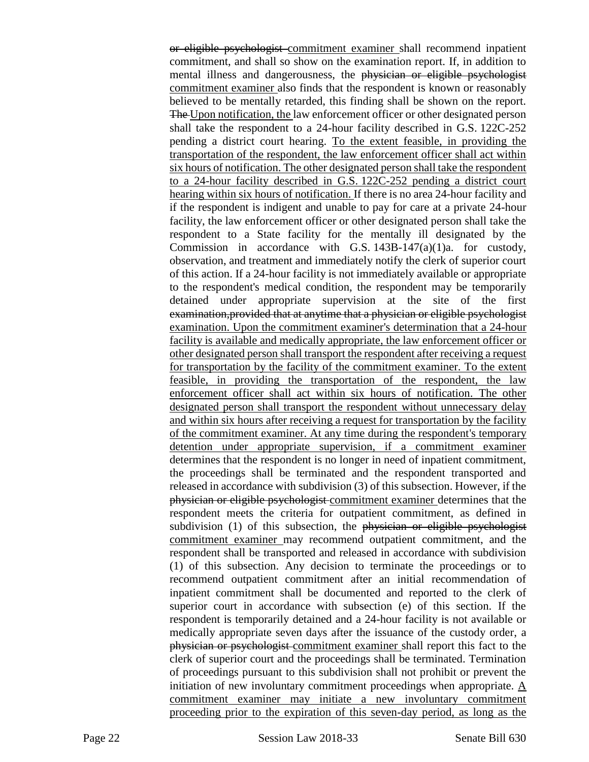~~or eligible psychologist~~ <u>commitment examiner</u> shall recommend inpatient commitment, and shall so show on the examination report. If, in addition to mental illness and dangerousness, the ~~physician or eligible psychologist~~ <u>commitment examiner</u> also finds that the respondent is known or reasonably believed to be mentally retarded, this finding shall be shown on the report. ~~The~~ <u>Upon notification, the</u> law enforcement officer or other designated person shall take the respondent to a 24-hour facility described in G.S. 122C-252 pending a district court hearing. <u>To the extent feasible, in providing the transportation of the respondent, the law enforcement officer shall act within six hours of notification. The other designated person shall take the respondent to a 24-hour facility described in G.S. 122C-252 pending a district court hearing within six hours of notification.</u> If there is no area 24-hour facility and if the respondent is indigent and unable to pay for care at a private 24-hour facility, the law enforcement officer or other designated person shall take the respondent to a State facility for the mentally ill designated by the Commission in accordance with G.S. 143B-147(a)(1)a. for custody, observation, and treatment and immediately notify the clerk of superior court of this action. If a 24-hour facility is not immediately available or appropriate to the respondent's medical condition, the respondent may be temporarily detained under appropriate supervision at the site of the first ~~examination,provided that at anytime that a physician or eligible psychologist~~ <u>examination. Upon the commitment examiner's determination that a 24-hour facility is available and medically appropriate, the law enforcement officer or other designated person shall transport the respondent after receiving a request for transportation by the facility of the commitment examiner. To the extent feasible, in providing the transportation of the respondent, the law enforcement officer shall act within six hours of notification. The other designated person shall transport the respondent without unnecessary delay and within six hours after receiving a request for transportation by the facility of the commitment examiner. At any time during the respondent's temporary detention under appropriate supervision, if a commitment examiner</u> determines that the respondent is no longer in need of inpatient commitment, the proceedings shall be terminated and the respondent transported and released in accordance with subdivision (3) of this subsection. However, if the ~~physician or eligible psychologist~~ <u>commitment examiner</u> determines that the respondent meets the criteria for outpatient commitment, as defined in subdivision (1) of this subsection, the ~~physician or eligible psychologist~~ <u>commitment examiner</u> may recommend outpatient commitment, and the respondent shall be transported and released in accordance with subdivision (1) of this subsection. Any decision to terminate the proceedings or to recommend outpatient commitment after an initial recommendation of inpatient commitment shall be documented and reported to the clerk of superior court in accordance with subsection (e) of this section. If the respondent is temporarily detained and a 24-hour facility is not available or medically appropriate seven days after the issuance of the custody order, a ~~physician or psychologist~~ <u>commitment examiner</u> shall report this fact to the clerk of superior court and the proceedings shall be terminated. Termination of proceedings pursuant to this subdivision shall not prohibit or prevent the initiation of new involuntary commitment proceedings when appropriate. <u>A commitment examiner may initiate a new involuntary commitment proceeding prior to the expiration of this seven-day period, as long as the</u>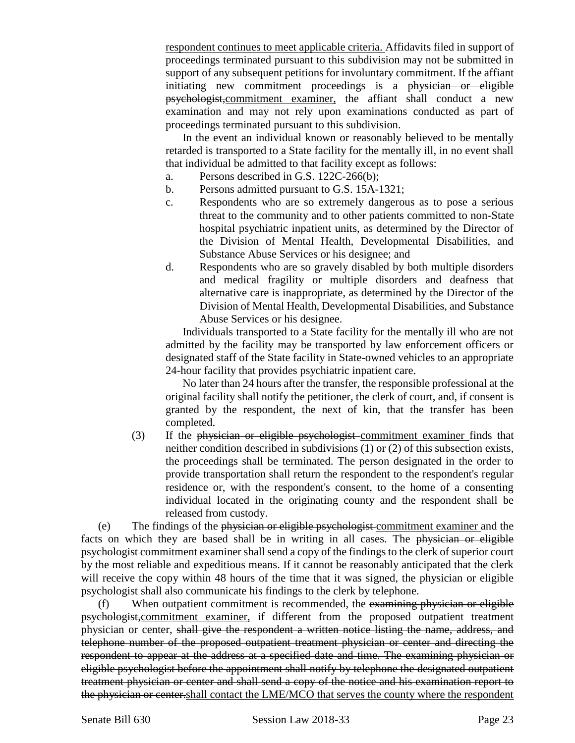respondent continues to meet applicable criteria. Affidavits filed in support of proceedings terminated pursuant to this subdivision may not be submitted in support of any subsequent petitions for involuntary commitment. If the affiant initiating new commitment proceedings is a ~~physician or eligible psychologist,~~commitment examiner, the affiant shall conduct a new examination and may not rely upon examinations conducted as part of proceedings terminated pursuant to this subdivision.

In the event an individual known or reasonably believed to be mentally retarded is transported to a State facility for the mentally ill, in no event shall that individual be admitted to that facility except as follows:

a. Persons described in G.S. 122C-266(b);
b. Persons admitted pursuant to G.S. 15A-1321;
c. Respondents who are so extremely dangerous as to pose a serious threat to the community and to other patients committed to non-State hospital psychiatric inpatient units, as determined by the Director of the Division of Mental Health, Developmental Disabilities, and Substance Abuse Services or his designee; and
d. Respondents who are so gravely disabled by both multiple disorders and medical fragility or multiple disorders and deafness that alternative care is inappropriate, as determined by the Director of the Division of Mental Health, Developmental Disabilities, and Substance Abuse Services or his designee.

Individuals transported to a State facility for the mentally ill who are not admitted by the facility may be transported by law enforcement officers or designated staff of the State facility in State-owned vehicles to an appropriate 24-hour facility that provides psychiatric inpatient care.

No later than 24 hours after the transfer, the responsible professional at the original facility shall notify the petitioner, the clerk of court, and, if consent is granted by the respondent, the next of kin, that the transfer has been completed.

(3) If the ~~physician or eligible psychologist~~ commitment examiner finds that neither condition described in subdivisions (1) or (2) of this subsection exists, the proceedings shall be terminated. The person designated in the order to provide transportation shall return the respondent to the respondent's regular residence or, with the respondent's consent, to the home of a consenting individual located in the originating county and the respondent shall be released from custody.

(e) The findings of the ~~physician or eligible psychologist~~ commitment examiner and the facts on which they are based shall be in writing in all cases. The ~~physician or eligible psychologist~~ commitment examiner shall send a copy of the findings to the clerk of superior court by the most reliable and expeditious means. If it cannot be reasonably anticipated that the clerk will receive the copy within 48 hours of the time that it was signed, the physician or eligible psychologist shall also communicate his findings to the clerk by telephone.

(f) When outpatient commitment is recommended, the ~~examining physician or eligible psychologist,~~commitment examiner, if different from the proposed outpatient treatment physician or center, ~~shall give the respondent a written notice listing the name, address, and telephone number of the proposed outpatient treatment physician or center and directing the respondent to appear at the address at a specified date and time. The examining physician or eligible psychologist before the appointment shall notify by telephone the designated outpatient treatment physician or center and shall send a copy of the notice and his examination report to the physician or center.~~shall contact the LME/MCO that serves the county where the respondent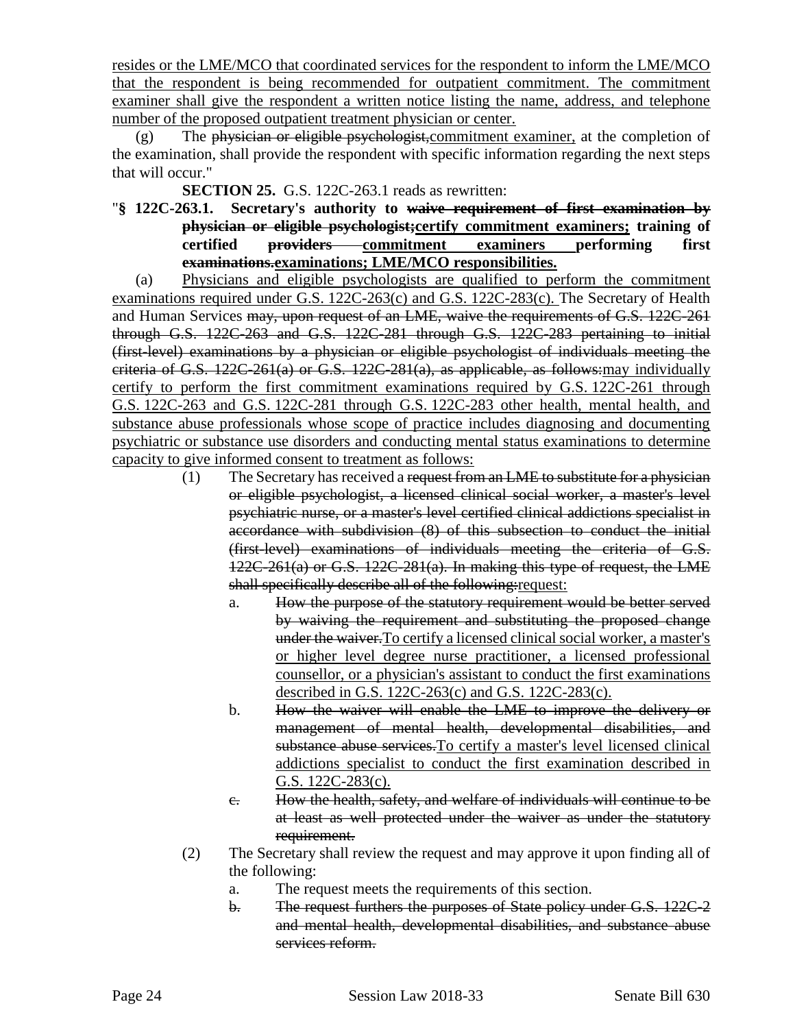resides or the LME/MCO that coordinated services for the respondent to inform the LME/MCO that the respondent is being recommended for outpatient commitment. The commitment examiner shall give the respondent a written notice listing the name, address, and telephone number of the proposed outpatient treatment physician or center.

(g) The ~~physician or eligible psychologist,~~commitment examiner, at the completion of the examination, shall provide the respondent with specific information regarding the next steps that will occur."

**SECTION 25.** G.S. 122C-263.1 reads as rewritten:

"**§ 122C-263.1. Secretary's authority to ~~waive requirement of first examination by physician or eligible psychologist;~~certify commitment examiners; training of certified ~~providers~~ commitment examiners performing first ~~examinations.~~examinations; LME/MCO responsibilities.**

(a) Physicians and eligible psychologists are qualified to perform the commitment examinations required under G.S. 122C-263(c) and G.S. 122C-283(c). The Secretary of Health and Human Services ~~may, upon request of an LME, waive the requirements of G.S. 122C-261 through G.S. 122C-263 and G.S. 122C-281 through G.S. 122C-283 pertaining to initial (first-level) examinations by a physician or eligible psychologist of individuals meeting the criteria of G.S. 122C-261(a) or G.S. 122C-281(a), as applicable, as follows:~~may individually certify to perform the first commitment examinations required by G.S. 122C-261 through G.S. 122C-263 and G.S. 122C-281 through G.S. 122C-283 other health, mental health, and substance abuse professionals whose scope of practice includes diagnosing and documenting psychiatric or substance use disorders and conducting mental status examinations to determine capacity to give informed consent to treatment as follows:

(1) The Secretary has received a ~~request from an LME to substitute for a physician or eligible psychologist, a licensed clinical social worker, a master's level psychiatric nurse, or a master's level certified clinical addictions specialist in accordance with subdivision (8) of this subsection to conduct the initial (first-level) examinations of individuals meeting the criteria of G.S. 122C-261(a) or G.S. 122C-281(a). In making this type of request, the LME shall specifically describe all of the following:~~request:

a. ~~How the purpose of the statutory requirement would be better served by waiving the requirement and substituting the proposed change under the waiver.~~To certify a licensed clinical social worker, a master's or higher level degree nurse practitioner, a licensed professional counsellor, or a physician's assistant to conduct the first examinations described in G.S. 122C-263(c) and G.S. 122C-283(c).

b. ~~How the waiver will enable the LME to improve the delivery or management of mental health, developmental disabilities, and substance abuse services.~~To certify a master's level licensed clinical addictions specialist to conduct the first examination described in G.S. 122C-283(c).

~~c. How the health, safety, and welfare of individuals will continue to be at least as well protected under the waiver as under the statutory requirement.~~

(2) The Secretary shall review the request and may approve it upon finding all of the following:

a. The request meets the requirements of this section.

~~b. The request furthers the purposes of State policy under G.S. 122C-2 and mental health, developmental disabilities, and substance abuse services reform.~~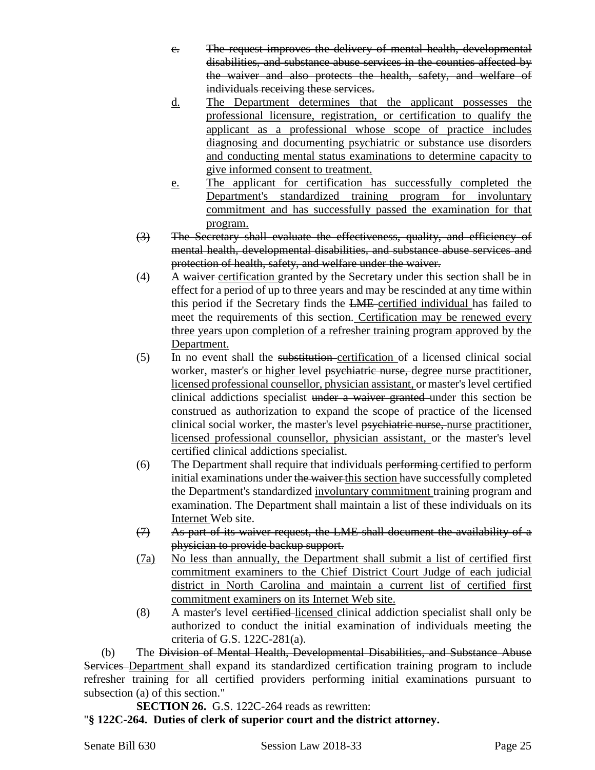~~c. The request improves the delivery of mental health, developmental disabilities, and substance abuse services in the counties affected by the waiver and also protects the health, safety, and welfare of individuals receiving these services.~~

<u>d. The Department determines that the applicant possesses the professional licensure, registration, or certification to qualify the applicant as a professional whose scope of practice includes diagnosing and documenting psychiatric or substance use disorders and conducting mental status examinations to determine capacity to give informed consent to treatment.</u>

<u>e. The applicant for certification has successfully completed the Department's standardized training program for involuntary commitment and has successfully passed the examination for that program.</u>

~~(3) The Secretary shall evaluate the effectiveness, quality, and efficiency of mental health, developmental disabilities, and substance abuse services and protection of health, safety, and welfare under the waiver.~~

(4) A ~~waiver~~ <u>certification</u> granted by the Secretary under this section shall be in effect for a period of up to three years and may be rescinded at any time within this period if the Secretary finds the ~~LME~~ <u>certified individual</u> has failed to meet the requirements of this section. <u>Certification may be renewed every three years upon completion of a refresher training program approved by the Department.</u>

(5) In no event shall the ~~substitution~~ <u>certification</u> of a licensed clinical social worker, master's <u>or higher</u> level ~~psychiatric nurse,~~ <u>degree nurse practitioner, licensed professional counsellor, physician assistant,</u> or master's level certified clinical addictions specialist ~~under a waiver granted~~ under this section be construed as authorization to expand the scope of practice of the licensed clinical social worker, the master's level ~~psychiatric nurse,~~ <u>nurse practitioner, licensed professional counsellor, physician assistant,</u> or the master's level certified clinical addictions specialist.

(6) The Department shall require that individuals ~~performing~~ <u>certified to perform</u> initial examinations under ~~the waiver~~ <u>this section</u> have successfully completed the Department's standardized <u>involuntary commitment</u> training program and examination. The Department shall maintain a list of these individuals on its <u>Internet</u> Web site.

~~(7) As part of its waiver request, the LME shall document the availability of a physician to provide backup support.~~

<u>(7a) No less than annually, the Department shall submit a list of certified first commitment examiners to the Chief District Court Judge of each judicial district in North Carolina and maintain a current list of certified first commitment examiners on its Internet Web site.</u>

(8) A master's level ~~certified~~ <u>licensed</u> clinical addiction specialist shall only be authorized to conduct the initial examination of individuals meeting the criteria of G.S. 122C-281(a).

(b) The ~~Division of Mental Health, Developmental Disabilities, and Substance Abuse Services~~ <u>Department</u> shall expand its standardized certification training program to include refresher training for all certified providers performing initial examinations pursuant to subsection (a) of this section."

**SECTION 26.** G.S. 122C-264 reads as rewritten:

"**§ 122C-264. Duties of clerk of superior court and the district attorney.**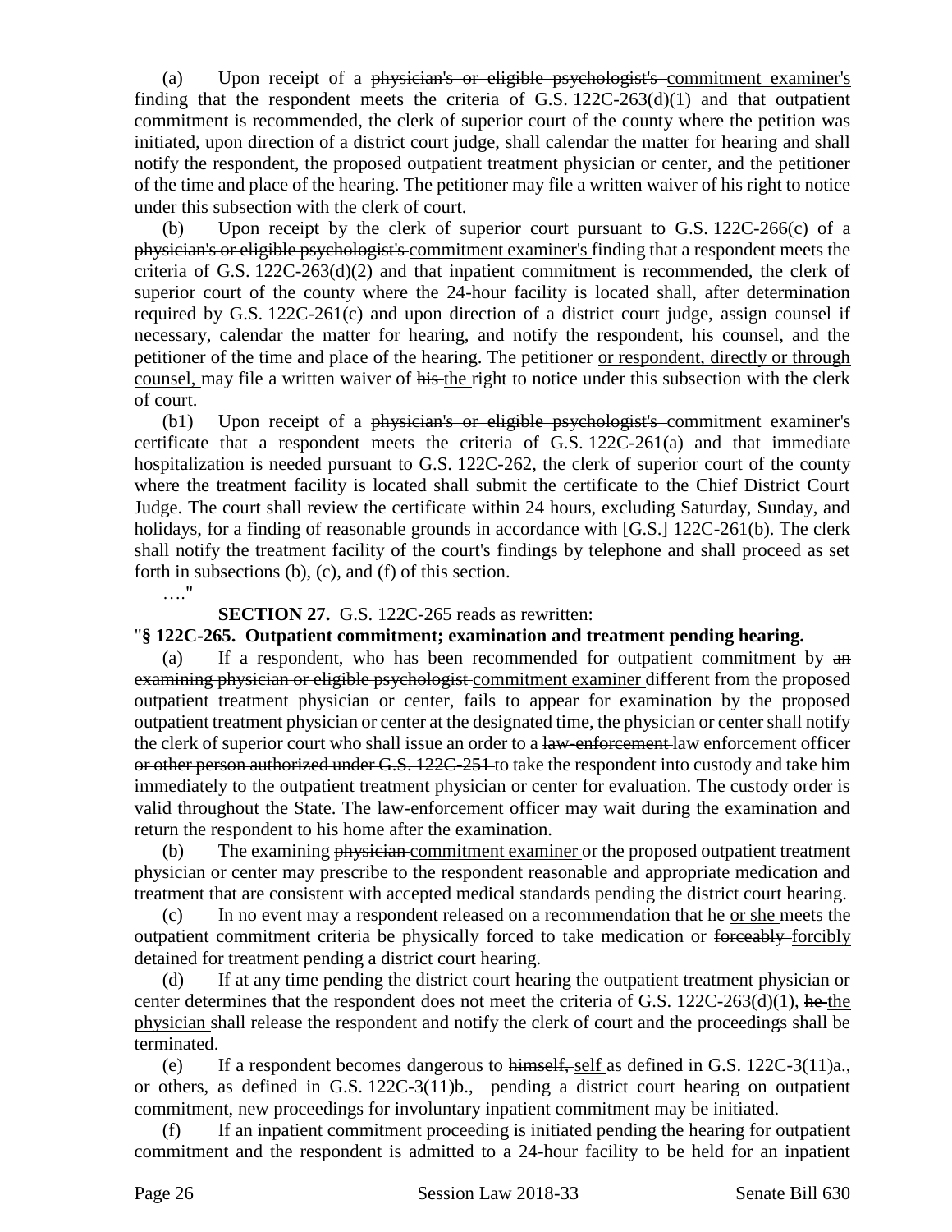(a) Upon receipt of a ~~physician's or eligible psychologist's~~ <u>commitment examiner's</u> finding that the respondent meets the criteria of G.S. 122C-263(d)(1) and that outpatient commitment is recommended, the clerk of superior court of the county where the petition was initiated, upon direction of a district court judge, shall calendar the matter for hearing and shall notify the respondent, the proposed outpatient treatment physician or center, and the petitioner of the time and place of the hearing. The petitioner may file a written waiver of his right to notice under this subsection with the clerk of court.

(b) Upon receipt <u>by the clerk of superior court pursuant to G.S. 122C-266(c)</u> of a ~~physician's or eligible psychologist's~~ <u>commitment examiner's</u> finding that a respondent meets the criteria of G.S. 122C-263(d)(2) and that inpatient commitment is recommended, the clerk of superior court of the county where the 24-hour facility is located shall, after determination required by G.S. 122C-261(c) and upon direction of a district court judge, assign counsel if necessary, calendar the matter for hearing, and notify the respondent, his counsel, and the petitioner of the time and place of the hearing. The petitioner <u>or respondent, directly or through counsel,</u> may file a written waiver of ~~his~~ <u>the</u> right to notice under this subsection with the clerk of court.

(b1) Upon receipt of a ~~physician's or eligible psychologist's~~ <u>commitment examiner's</u> certificate that a respondent meets the criteria of G.S. 122C-261(a) and that immediate hospitalization is needed pursuant to G.S. 122C-262, the clerk of superior court of the county where the treatment facility is located shall submit the certificate to the Chief District Court Judge. The court shall review the certificate within 24 hours, excluding Saturday, Sunday, and holidays, for a finding of reasonable grounds in accordance with [G.S.] 122C-261(b). The clerk shall notify the treatment facility of the court's findings by telephone and shall proceed as set forth in subsections (b), (c), and (f) of this section.

…."

**SECTION 27.** G.S. 122C-265 reads as rewritten:

"**§ 122C-265. Outpatient commitment; examination and treatment pending hearing.**

(a) If a respondent, who has been recommended for outpatient commitment by ~~an examining physician or eligible psychologist~~ <u>commitment examiner</u> different from the proposed outpatient treatment physician or center, fails to appear for examination by the proposed outpatient treatment physician or center at the designated time, the physician or center shall notify the clerk of superior court who shall issue an order to a ~~law-enforcement~~ <u>law enforcement</u> officer ~~or other person authorized under G.S. 122C-251~~ to take the respondent into custody and take him immediately to the outpatient treatment physician or center for evaluation. The custody order is valid throughout the State. The law-enforcement officer may wait during the examination and return the respondent to his home after the examination.

(b) The examining ~~physician~~ <u>commitment examiner</u> or the proposed outpatient treatment physician or center may prescribe to the respondent reasonable and appropriate medication and treatment that are consistent with accepted medical standards pending the district court hearing.

(c) In no event may a respondent released on a recommendation that he <u>or she</u> meets the outpatient commitment criteria be physically forced to take medication or ~~forceably~~ <u>forcibly</u> detained for treatment pending a district court hearing.

(d) If at any time pending the district court hearing the outpatient treatment physician or center determines that the respondent does not meet the criteria of G.S. 122C-263(d)(1), ~~he~~ <u>the physician</u> shall release the respondent and notify the clerk of court and the proceedings shall be terminated.

(e) If a respondent becomes dangerous to ~~himself,~~ <u>self</u> as defined in G.S. 122C-3(11)a., or others, as defined in G.S. 122C-3(11)b., pending a district court hearing on outpatient commitment, new proceedings for involuntary inpatient commitment may be initiated.

(f) If an inpatient commitment proceeding is initiated pending the hearing for outpatient commitment and the respondent is admitted to a 24-hour facility to be held for an inpatient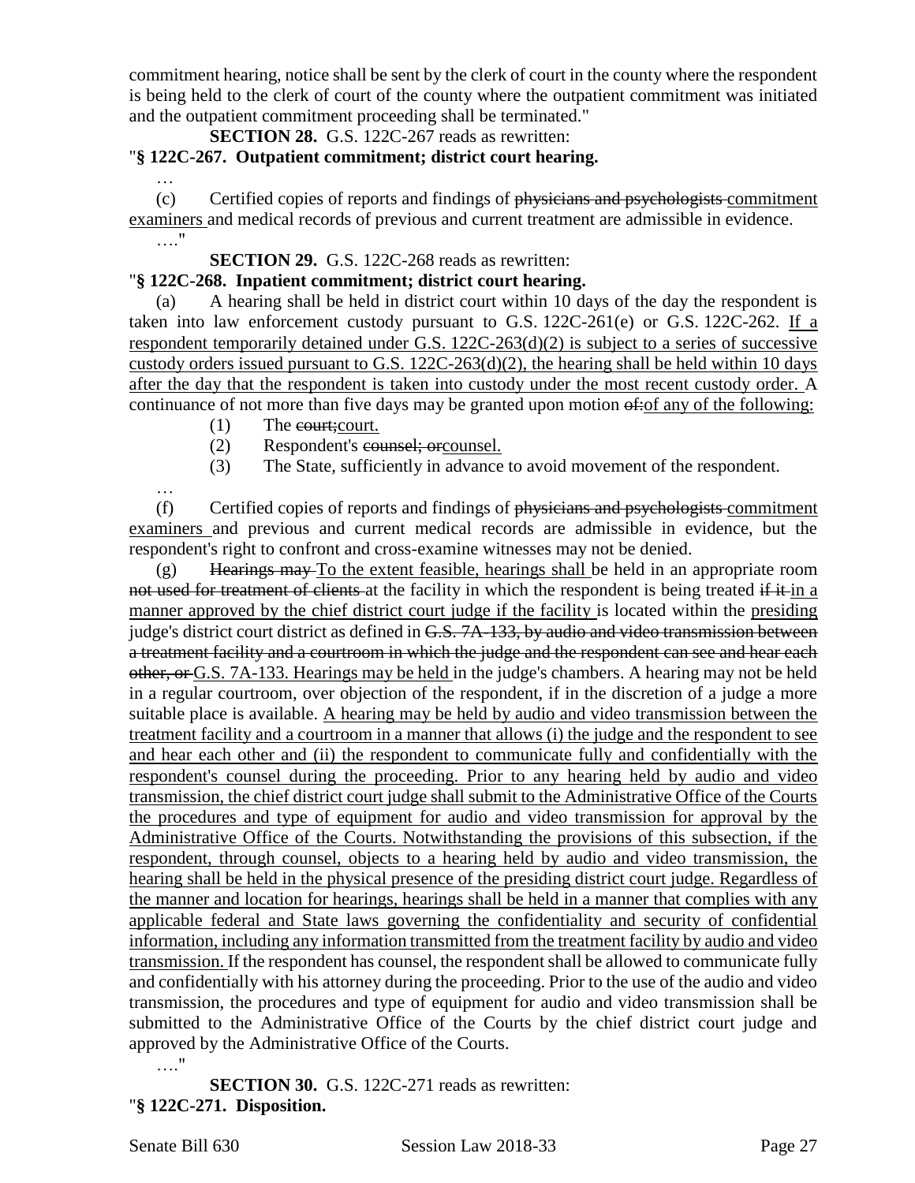commitment hearing, notice shall be sent by the clerk of court in the county where the respondent is being held to the clerk of court of the county where the outpatient commitment was initiated and the outpatient commitment proceeding shall be terminated."

**SECTION 28.** G.S. 122C-267 reads as rewritten:

"**§ 122C-267. Outpatient commitment; district court hearing.**

…

(c) Certified copies of reports and findings of ~~physicians and psychologists~~ commitment examiners and medical records of previous and current treatment are admissible in evidence.

…."

**SECTION 29.** G.S. 122C-268 reads as rewritten:

"**§ 122C-268. Inpatient commitment; district court hearing.**

(a) A hearing shall be held in district court within 10 days of the day the respondent is taken into law enforcement custody pursuant to G.S. 122C-261(e) or G.S. 122C-262. If a respondent temporarily detained under G.S. 122C-263(d)(2) is subject to a series of successive custody orders issued pursuant to G.S. 122C-263(d)(2), the hearing shall be held within 10 days after the day that the respondent is taken into custody under the most recent custody order. A continuance of not more than five days may be granted upon motion ~~of:~~of any of the following:

(1) The ~~court;~~court.

(2) Respondent's ~~counsel; or~~counsel.

(3) The State, sufficiently in advance to avoid movement of the respondent.

…

(f) Certified copies of reports and findings of ~~physicians and psychologists~~ commitment examiners and previous and current medical records are admissible in evidence, but the respondent's right to confront and cross-examine witnesses may not be denied.

(g) ~~Hearings may~~ To the extent feasible, hearings shall be held in an appropriate room ~~not used for treatment of clients~~ at the facility in which the respondent is being treated ~~if it~~ in a manner approved by the chief district court judge if the facility is located within the presiding judge's district court district as defined in ~~G.S. 7A-133, by audio and video transmission between a treatment facility and a courtroom in which the judge and the respondent can see and hear each other, or~~ G.S. 7A-133. Hearings may be held in the judge's chambers. A hearing may not be held in a regular courtroom, over objection of the respondent, if in the discretion of a judge a more suitable place is available. A hearing may be held by audio and video transmission between the treatment facility and a courtroom in a manner that allows (i) the judge and the respondent to see and hear each other and (ii) the respondent to communicate fully and confidentially with the respondent's counsel during the proceeding. Prior to any hearing held by audio and video transmission, the chief district court judge shall submit to the Administrative Office of the Courts the procedures and type of equipment for audio and video transmission for approval by the Administrative Office of the Courts. Notwithstanding the provisions of this subsection, if the respondent, through counsel, objects to a hearing held by audio and video transmission, the hearing shall be held in the physical presence of the presiding district court judge. Regardless of the manner and location for hearings, hearings shall be held in a manner that complies with any applicable federal and State laws governing the confidentiality and security of confidential information, including any information transmitted from the treatment facility by audio and video transmission. If the respondent has counsel, the respondent shall be allowed to communicate fully and confidentially with his attorney during the proceeding. Prior to the use of the audio and video transmission, the procedures and type of equipment for audio and video transmission shall be submitted to the Administrative Office of the Courts by the chief district court judge and approved by the Administrative Office of the Courts.

…."

**SECTION 30.** G.S. 122C-271 reads as rewritten:

"**§ 122C-271. Disposition.**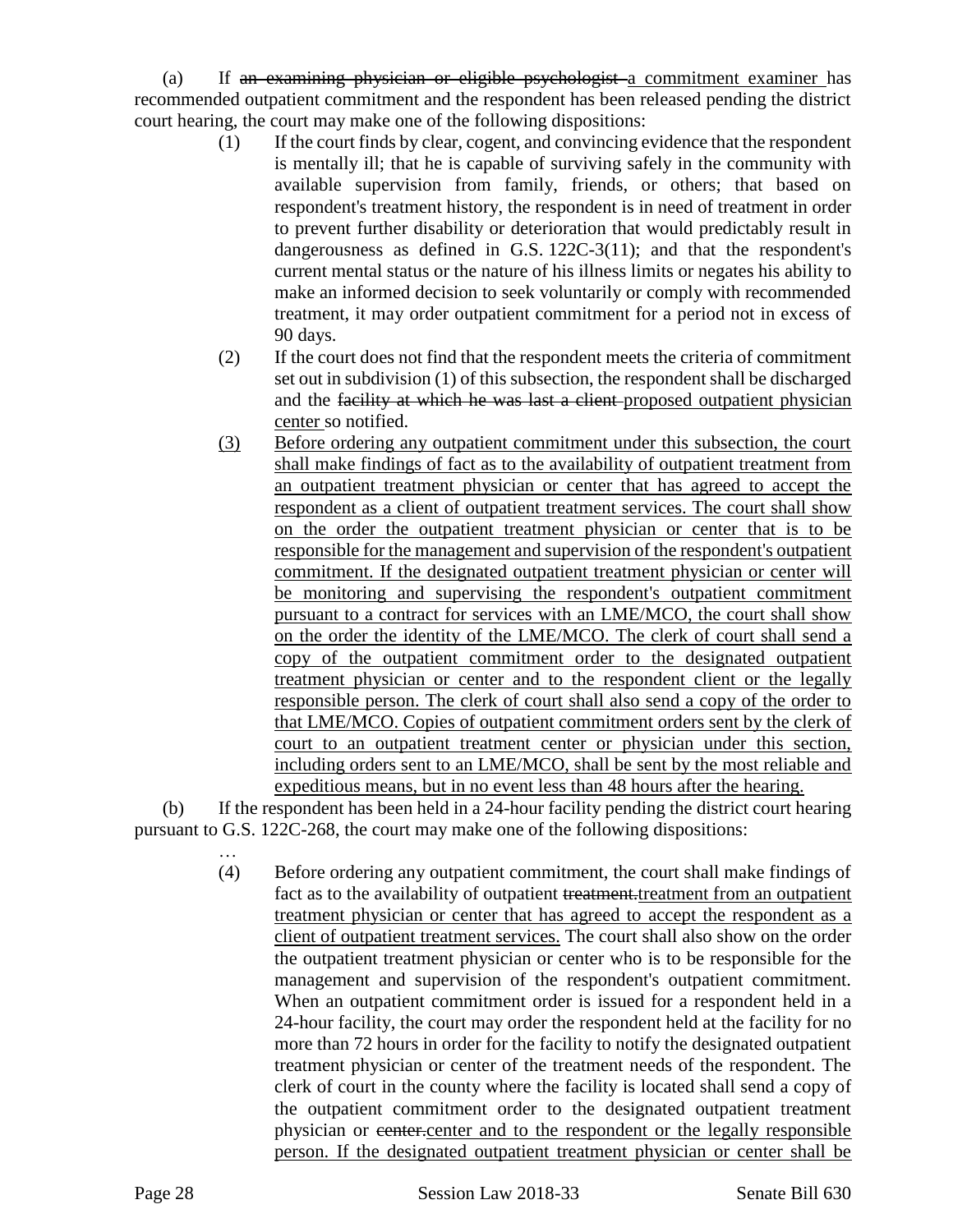(a) If ~~an examining physician or eligible psychologist~~ a commitment examiner has recommended outpatient commitment and the respondent has been released pending the district court hearing, the court may make one of the following dispositions:

(1) If the court finds by clear, cogent, and convincing evidence that the respondent is mentally ill; that he is capable of surviving safely in the community with available supervision from family, friends, or others; that based on respondent's treatment history, the respondent is in need of treatment in order to prevent further disability or deterioration that would predictably result in dangerousness as defined in G.S. 122C-3(11); and that the respondent's current mental status or the nature of his illness limits or negates his ability to make an informed decision to seek voluntarily or comply with recommended treatment, it may order outpatient commitment for a period not in excess of 90 days.

(2) If the court does not find that the respondent meets the criteria of commitment set out in subdivision (1) of this subsection, the respondent shall be discharged and the ~~facility at which he was last a client~~ proposed outpatient physician center so notified.

<u>(3) Before ordering any outpatient commitment under this subsection, the court shall make findings of fact as to the availability of outpatient treatment from an outpatient treatment physician or center that has agreed to accept the respondent as a client of outpatient treatment services. The court shall show on the order the outpatient treatment physician or center that is to be responsible for the management and supervision of the respondent's outpatient commitment. If the designated outpatient treatment physician or center will be monitoring and supervising the respondent's outpatient commitment pursuant to a contract for services with an LME/MCO, the court shall show on the order the identity of the LME/MCO. The clerk of court shall send a copy of the outpatient commitment order to the designated outpatient treatment physician or center and to the respondent client or the legally responsible person. The clerk of court shall also send a copy of the order to that LME/MCO. Copies of outpatient commitment orders sent by the clerk of court to an outpatient treatment center or physician under this section, including orders sent to an LME/MCO, shall be sent by the most reliable and expeditious means, but in no event less than 48 hours after the hearing.</u>

(b) If the respondent has been held in a 24-hour facility pending the district court hearing pursuant to G.S. 122C-268, the court may make one of the following dispositions:

…

(4) Before ordering any outpatient commitment, the court shall make findings of fact as to the availability of outpatient ~~treatment.~~ <u>treatment from an outpatient treatment physician or center that has agreed to accept the respondent as a client of outpatient treatment services.</u> The court shall also show on the order the outpatient treatment physician or center who is to be responsible for the management and supervision of the respondent's outpatient commitment. When an outpatient commitment order is issued for a respondent held in a 24-hour facility, the court may order the respondent held at the facility for no more than 72 hours in order for the facility to notify the designated outpatient treatment physician or center of the treatment needs of the respondent. The clerk of court in the county where the facility is located shall send a copy of the outpatient commitment order to the designated outpatient treatment physician or ~~center.~~ <u>center and to the respondent or the legally responsible person. If the designated outpatient treatment physician or center shall be</u>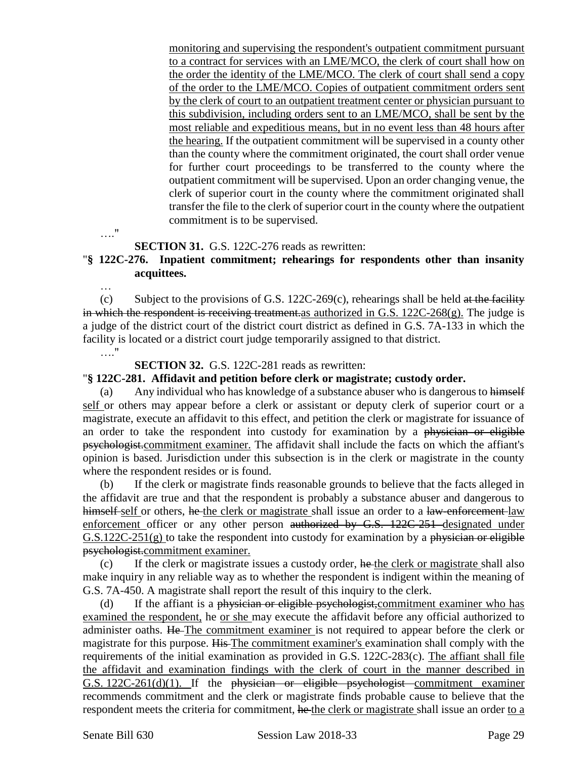monitoring and supervising the respondent's outpatient commitment pursuant to a contract for services with an LME/MCO, the clerk of court shall how on the order the identity of the LME/MCO. The clerk of court shall send a copy of the order to the LME/MCO. Copies of outpatient commitment orders sent by the clerk of court to an outpatient treatment center or physician pursuant to this subdivision, including orders sent to an LME/MCO, shall be sent by the most reliable and expeditious means, but in no event less than 48 hours after the hearing. If the outpatient commitment will be supervised in a county other than the county where the commitment originated, the court shall order venue for further court proceedings to be transferred to the county where the outpatient commitment will be supervised. Upon an order changing venue, the clerk of superior court in the county where the commitment originated shall transfer the file to the clerk of superior court in the county where the outpatient commitment is to be supervised.

…."

**SECTION 31.** G.S. 122C-276 reads as rewritten:

"**§ 122C-276. Inpatient commitment; rehearings for respondents other than insanity acquittees.**

…

(c) Subject to the provisions of G.S. 122C-269(c), rehearings shall be held ~~at the facility in which the respondent is receiving treatment.~~as authorized in G.S. 122C-268(g). The judge is a judge of the district court of the district court district as defined in G.S. 7A-133 in which the facility is located or a district court judge temporarily assigned to that district.

…."

**SECTION 32.** G.S. 122C-281 reads as rewritten:

"**§ 122C-281. Affidavit and petition before clerk or magistrate; custody order.**

(a) Any individual who has knowledge of a substance abuser who is dangerous to ~~himself~~ self or others may appear before a clerk or assistant or deputy clerk of superior court or a magistrate, execute an affidavit to this effect, and petition the clerk or magistrate for issuance of an order to take the respondent into custody for examination by a ~~physician or eligible psychologist.~~commitment examiner. The affidavit shall include the facts on which the affiant's opinion is based. Jurisdiction under this subsection is in the clerk or magistrate in the county where the respondent resides or is found.

(b) If the clerk or magistrate finds reasonable grounds to believe that the facts alleged in the affidavit are true and that the respondent is probably a substance abuser and dangerous to ~~himself~~ self or others, ~~he~~ the clerk or magistrate shall issue an order to a ~~law-enforcement~~ law enforcement officer or any other person ~~authorized by G.S. 122C-251~~ designated under G.S.122C-251(g) to take the respondent into custody for examination by a ~~physician or eligible psychologist.~~commitment examiner.

(c) If the clerk or magistrate issues a custody order, ~~he~~ the clerk or magistrate shall also make inquiry in any reliable way as to whether the respondent is indigent within the meaning of G.S. 7A-450. A magistrate shall report the result of this inquiry to the clerk.

(d) If the affiant is a ~~physician or eligible psychologist,~~commitment examiner who has examined the respondent, he or she may execute the affidavit before any official authorized to administer oaths. ~~He~~ The commitment examiner is not required to appear before the clerk or magistrate for this purpose. ~~His~~ The commitment examiner's examination shall comply with the requirements of the initial examination as provided in G.S. 122C-283(c). The affiant shall file the affidavit and examination findings with the clerk of court in the manner described in G.S. 122C-261(d)(1). If the ~~physician or eligible psychologist~~ commitment examiner recommends commitment and the clerk or magistrate finds probable cause to believe that the respondent meets the criteria for commitment, ~~he~~ the clerk or magistrate shall issue an order to a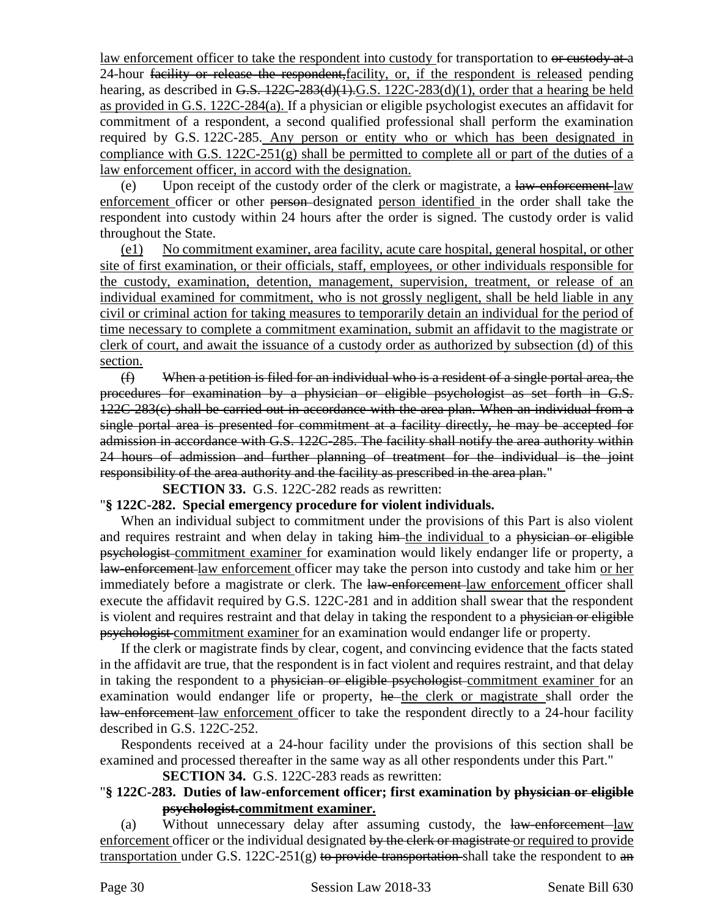law enforcement officer to take the respondent into custody for transportation to or custody at a 24-hour facility or release the respondent,facility, or, if the respondent is released pending hearing, as described in G.S. 122C-283(d)(1).G.S. 122C-283(d)(1), order that a hearing be held as provided in G.S. 122C-284(a). If a physician or eligible psychologist executes an affidavit for commitment of a respondent, a second qualified professional shall perform the examination required by G.S. 122C-285. Any person or entity who or which has been designated in compliance with G.S. 122C-251(g) shall be permitted to complete all or part of the duties of a law enforcement officer, in accord with the designation.

(e) Upon receipt of the custody order of the clerk or magistrate, a law-enforcement law enforcement officer or other person designated person identified in the order shall take the respondent into custody within 24 hours after the order is signed. The custody order is valid throughout the State.

(e1) No commitment examiner, area facility, acute care hospital, general hospital, or other site of first examination, or their officials, staff, employees, or other individuals responsible for the custody, examination, detention, management, supervision, treatment, or release of an individual examined for commitment, who is not grossly negligent, shall be held liable in any civil or criminal action for taking measures to temporarily detain an individual for the period of time necessary to complete a commitment examination, submit an affidavit to the magistrate or clerk of court, and await the issuance of a custody order as authorized by subsection (d) of this section.

~~(f) When a petition is filed for an individual who is a resident of a single portal area, the procedures for examination by a physician or eligible psychologist as set forth in G.S. 122C-283(c) shall be carried out in accordance with the area plan. When an individual from a single portal area is presented for commitment at a facility directly, he may be accepted for admission in accordance with G.S. 122C-285. The facility shall notify the area authority within 24 hours of admission and further planning of treatment for the individual is the joint responsibility of the area authority and the facility as prescribed in the area plan.~~"

**SECTION 33.** G.S. 122C-282 reads as rewritten:

"**§ 122C-282. Special emergency procedure for violent individuals.**

When an individual subject to commitment under the provisions of this Part is also violent and requires restraint and when delay in taking him the individual to a physician or eligible psychologist commitment examiner for examination would likely endanger life or property, a law-enforcement law enforcement officer may take the person into custody and take him or her immediately before a magistrate or clerk. The law-enforcement law enforcement officer shall execute the affidavit required by G.S. 122C-281 and in addition shall swear that the respondent is violent and requires restraint and that delay in taking the respondent to a physician or eligible psychologist commitment examiner for an examination would endanger life or property.

If the clerk or magistrate finds by clear, cogent, and convincing evidence that the facts stated in the affidavit are true, that the respondent is in fact violent and requires restraint, and that delay in taking the respondent to a physician or eligible psychologist commitment examiner for an examination would endanger life or property, he the clerk or magistrate shall order the law-enforcement law enforcement officer to take the respondent directly to a 24-hour facility described in G.S. 122C-252.

Respondents received at a 24-hour facility under the provisions of this section shall be examined and processed thereafter in the same way as all other respondents under this Part."

**SECTION 34.** G.S. 122C-283 reads as rewritten:

"**§ 122C-283. Duties of law-enforcement officer; first examination by ~~physician or eligible psychologist.~~commitment examiner.**

(a) Without unnecessary delay after assuming custody, the law-enforcement law enforcement officer or the individual designated by the clerk or magistrate or required to provide transportation under G.S. 122C-251(g) to provide transportation shall take the respondent to an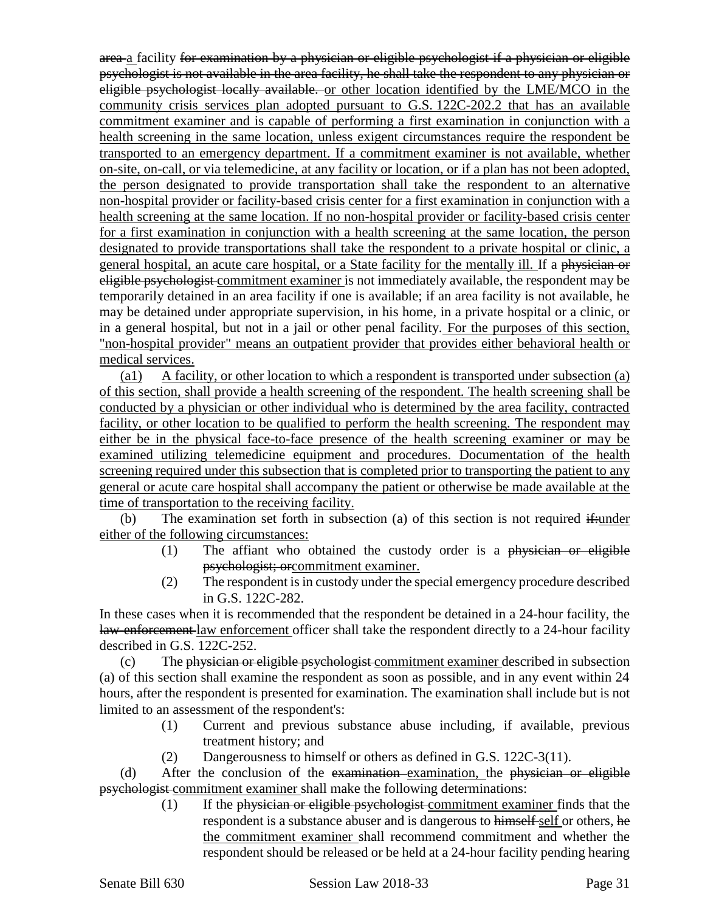~~area~~ a facility ~~for examination by a physician or eligible psychologist if a physician or eligible psychologist is not available in the area facility, he shall take the respondent to any physician or eligible psychologist locally available.~~ or other location identified by the LME/MCO in the community crisis services plan adopted pursuant to G.S. 122C-202.2 that has an available commitment examiner and is capable of performing a first examination in conjunction with a health screening in the same location, unless exigent circumstances require the respondent be transported to an emergency department. If a commitment examiner is not available, whether on-site, on-call, or via telemedicine, at any facility or location, or if a plan has not been adopted, the person designated to provide transportation shall take the respondent to an alternative non-hospital provider or facility-based crisis center for a first examination in conjunction with a health screening at the same location. If no non-hospital provider or facility-based crisis center for a first examination in conjunction with a health screening at the same location, the person designated to provide transportations shall take the respondent to a private hospital or clinic, a general hospital, an acute care hospital, or a State facility for the mentally ill. If a ~~physician or eligible psychologist~~ commitment examiner is not immediately available, the respondent may be temporarily detained in an area facility if one is available; if an area facility is not available, he may be detained under appropriate supervision, in his home, in a private hospital or a clinic, or in a general hospital, but not in a jail or other penal facility. For the purposes of this section, "non-hospital provider" means an outpatient provider that provides either behavioral health or medical services.

(a1) A facility, or other location to which a respondent is transported under subsection (a) of this section, shall provide a health screening of the respondent. The health screening shall be conducted by a physician or other individual who is determined by the area facility, contracted facility, or other location to be qualified to perform the health screening. The respondent may either be in the physical face-to-face presence of the health screening examiner or may be examined utilizing telemedicine equipment and procedures. Documentation of the health screening required under this subsection that is completed prior to transporting the patient to any general or acute care hospital shall accompany the patient or otherwise be made available at the time of transportation to the receiving facility.

(b) The examination set forth in subsection (a) of this section is not required ~~if:~~under either of the following circumstances:

(1) The affiant who obtained the custody order is a ~~physician or eligible psychologist; or~~commitment examiner.

(2) The respondent is in custody under the special emergency procedure described in G.S. 122C-282.

In these cases when it is recommended that the respondent be detained in a 24-hour facility, the ~~law-enforcement~~ law enforcement officer shall take the respondent directly to a 24-hour facility described in G.S. 122C-252.

(c) The ~~physician or eligible psychologist~~ commitment examiner described in subsection (a) of this section shall examine the respondent as soon as possible, and in any event within 24 hours, after the respondent is presented for examination. The examination shall include but is not limited to an assessment of the respondent's:

(1) Current and previous substance abuse including, if available, previous treatment history; and

(2) Dangerousness to himself or others as defined in G.S. 122C-3(11).

(d) After the conclusion of the ~~examination~~ examination, the ~~physician or eligible psychologist~~ commitment examiner shall make the following determinations:

(1) If the ~~physician or eligible psychologist~~ commitment examiner finds that the respondent is a substance abuser and is dangerous to ~~himself~~ self or others, ~~he~~ the commitment examiner shall recommend commitment and whether the respondent should be released or be held at a 24-hour facility pending hearing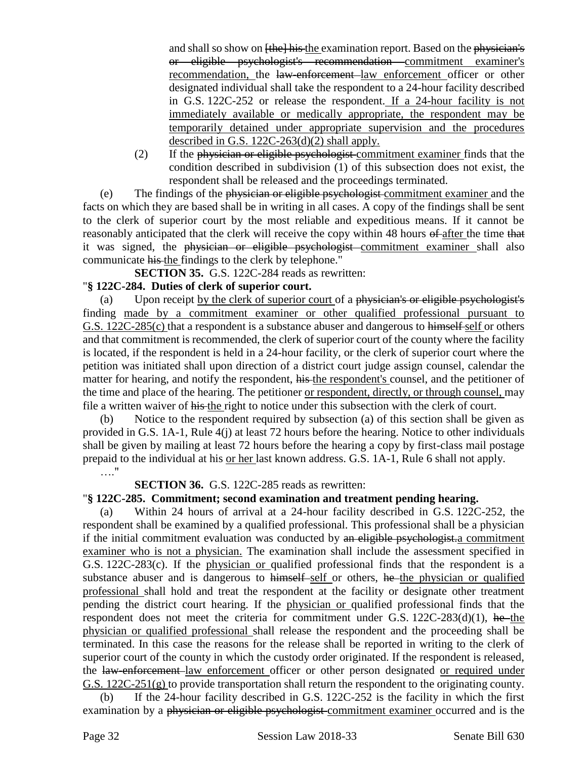and shall so show on [the] his the examination report. Based on the physician's or eligible psychologist's recommendation commitment examiner's recommendation, the law-enforcement law enforcement officer or other designated individual shall take the respondent to a 24-hour facility described in G.S. 122C-252 or release the respondent. If a 24-hour facility is not immediately available or medically appropriate, the respondent may be temporarily detained under appropriate supervision and the procedures described in G.S. 122C-263(d)(2) shall apply.

(2) If the physician or eligible psychologist commitment examiner finds that the condition described in subdivision (1) of this subsection does not exist, the respondent shall be released and the proceedings terminated.

(e) The findings of the physician or eligible psychologist commitment examiner and the facts on which they are based shall be in writing in all cases. A copy of the findings shall be sent to the clerk of superior court by the most reliable and expeditious means. If it cannot be reasonably anticipated that the clerk will receive the copy within 48 hours of after the time that it was signed, the physician or eligible psychologist commitment examiner shall also communicate his the findings to the clerk by telephone."

**SECTION 35.** G.S. 122C-284 reads as rewritten:

"**§ 122C-284. Duties of clerk of superior court.**

(a) Upon receipt by the clerk of superior court of a physician's or eligible psychologist's finding made by a commitment examiner or other qualified professional pursuant to G.S. 122C-285(c) that a respondent is a substance abuser and dangerous to himself self or others and that commitment is recommended, the clerk of superior court of the county where the facility is located, if the respondent is held in a 24-hour facility, or the clerk of superior court where the petition was initiated shall upon direction of a district court judge assign counsel, calendar the matter for hearing, and notify the respondent, his the respondent's counsel, and the petitioner of the time and place of the hearing. The petitioner or respondent, directly, or through counsel, may file a written waiver of his the right to notice under this subsection with the clerk of court.

(b) Notice to the respondent required by subsection (a) of this section shall be given as provided in G.S. 1A-1, Rule 4(j) at least 72 hours before the hearing. Notice to other individuals shall be given by mailing at least 72 hours before the hearing a copy by first-class mail postage prepaid to the individual at his or her last known address. G.S. 1A-1, Rule 6 shall not apply.

…."

**SECTION 36.** G.S. 122C-285 reads as rewritten:

"**§ 122C-285. Commitment; second examination and treatment pending hearing.**

(a) Within 24 hours of arrival at a 24-hour facility described in G.S. 122C-252, the respondent shall be examined by a qualified professional. This professional shall be a physician if the initial commitment evaluation was conducted by an eligible psychologist.a commitment examiner who is not a physician. The examination shall include the assessment specified in G.S. 122C-283(c). If the physician or qualified professional finds that the respondent is a substance abuser and is dangerous to himself self or others, he the physician or qualified professional shall hold and treat the respondent at the facility or designate other treatment pending the district court hearing. If the physician or qualified professional finds that the respondent does not meet the criteria for commitment under G.S. 122C-283(d)(1), he the physician or qualified professional shall release the respondent and the proceeding shall be terminated. In this case the reasons for the release shall be reported in writing to the clerk of superior court of the county in which the custody order originated. If the respondent is released, the law-enforcement law enforcement officer or other person designated or required under G.S. 122C-251(g) to provide transportation shall return the respondent to the originating county.

(b) If the 24-hour facility described in G.S. 122C-252 is the facility in which the first examination by a physician or eligible psychologist commitment examiner occurred and is the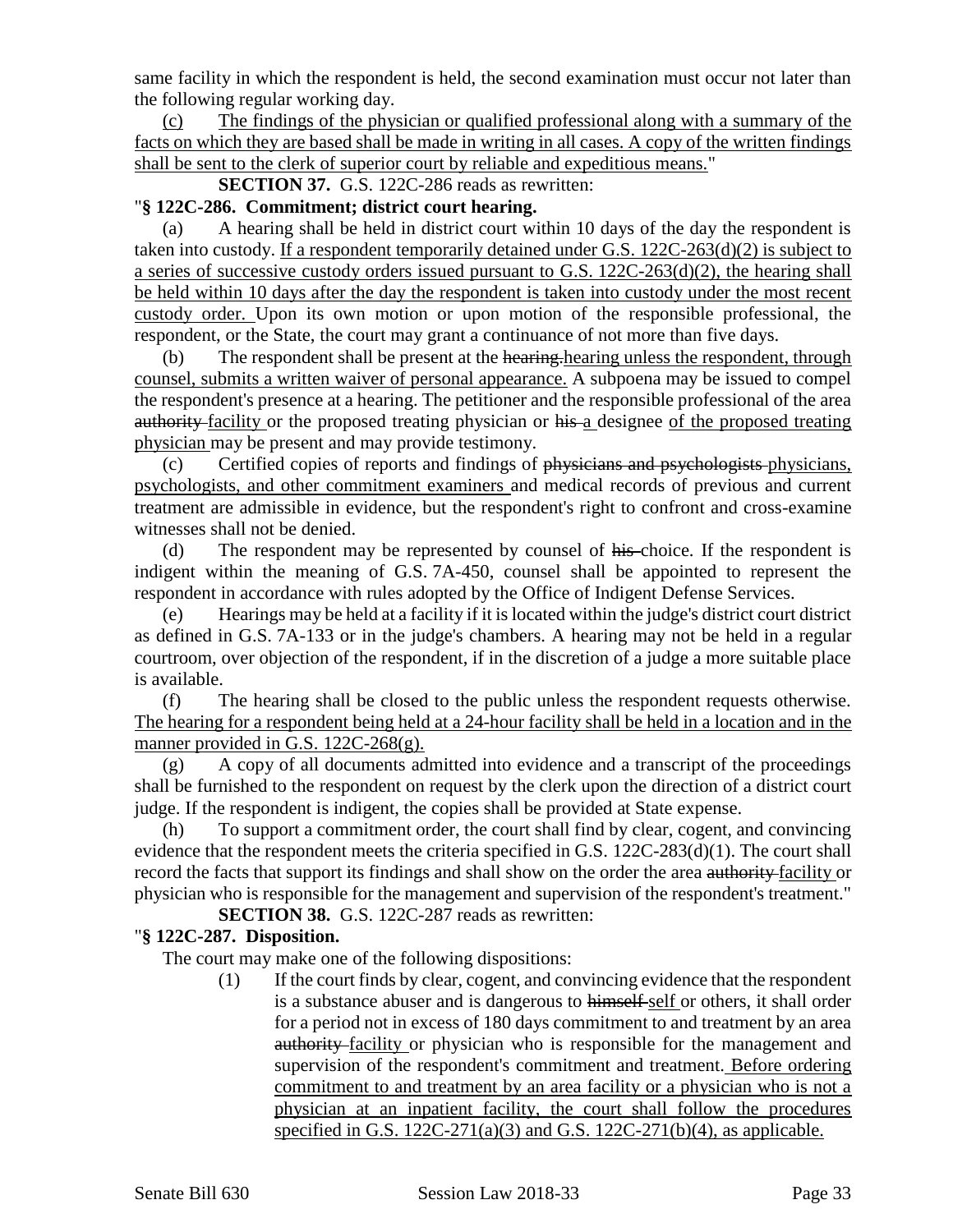same facility in which the respondent is held, the second examination must occur not later than the following regular working day.

(c) The findings of the physician or qualified professional along with a summary of the facts on which they are based shall be made in writing in all cases. A copy of the written findings shall be sent to the clerk of superior court by reliable and expeditious means."

**SECTION 37.** G.S. 122C-286 reads as rewritten:

"**§ 122C-286. Commitment; district court hearing.**

(a) A hearing shall be held in district court within 10 days of the day the respondent is taken into custody. If a respondent temporarily detained under G.S. 122C-263(d)(2) is subject to a series of successive custody orders issued pursuant to G.S. 122C-263(d)(2), the hearing shall be held within 10 days after the day the respondent is taken into custody under the most recent custody order. Upon its own motion or upon motion of the responsible professional, the respondent, or the State, the court may grant a continuance of not more than five days.

(b) The respondent shall be present at the hearing.hearing unless the respondent, through counsel, submits a written waiver of personal appearance. A subpoena may be issued to compel the respondent's presence at a hearing. The petitioner and the responsible professional of the area authority facility or the proposed treating physician or his a designee of the proposed treating physician may be present and may provide testimony.

(c) Certified copies of reports and findings of physicians and psychologists physicians, psychologists, and other commitment examiners and medical records of previous and current treatment are admissible in evidence, but the respondent's right to confront and cross-examine witnesses shall not be denied.

(d) The respondent may be represented by counsel of his choice. If the respondent is indigent within the meaning of G.S. 7A-450, counsel shall be appointed to represent the respondent in accordance with rules adopted by the Office of Indigent Defense Services.

(e) Hearings may be held at a facility if it is located within the judge's district court district as defined in G.S. 7A-133 or in the judge's chambers. A hearing may not be held in a regular courtroom, over objection of the respondent, if in the discretion of a judge a more suitable place is available.

(f) The hearing shall be closed to the public unless the respondent requests otherwise. The hearing for a respondent being held at a 24-hour facility shall be held in a location and in the manner provided in G.S. 122C-268(g).

(g) A copy of all documents admitted into evidence and a transcript of the proceedings shall be furnished to the respondent on request by the clerk upon the direction of a district court judge. If the respondent is indigent, the copies shall be provided at State expense.

(h) To support a commitment order, the court shall find by clear, cogent, and convincing evidence that the respondent meets the criteria specified in G.S. 122C-283(d)(1). The court shall record the facts that support its findings and shall show on the order the area authority facility or physician who is responsible for the management and supervision of the respondent's treatment."

**SECTION 38.** G.S. 122C-287 reads as rewritten:

"**§ 122C-287. Disposition.**

The court may make one of the following dispositions:

(1) If the court finds by clear, cogent, and convincing evidence that the respondent is a substance abuser and is dangerous to himself self or others, it shall order for a period not in excess of 180 days commitment to and treatment by an area authority facility or physician who is responsible for the management and supervision of the respondent's commitment and treatment. Before ordering commitment to and treatment by an area facility or a physician who is not a physician at an inpatient facility, the court shall follow the procedures specified in G.S. 122C-271(a)(3) and G.S. 122C-271(b)(4), as applicable.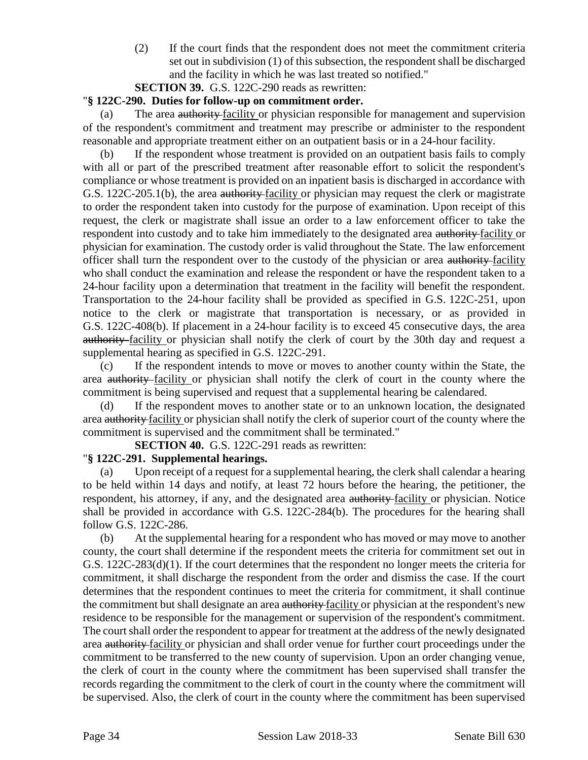(2) If the court finds that the respondent does not meet the commitment criteria set out in subdivision (1) of this subsection, the respondent shall be discharged and the facility in which he was last treated so notified."

**SECTION 39.** G.S. 122C-290 reads as rewritten:

"**§ 122C-290. Duties for follow-up on commitment order.**

(a) The area ~~authority~~ <u>facility</u> or physician responsible for management and supervision of the respondent's commitment and treatment may prescribe or administer to the respondent reasonable and appropriate treatment either on an outpatient basis or in a 24-hour facility.

(b) If the respondent whose treatment is provided on an outpatient basis fails to comply with all or part of the prescribed treatment after reasonable effort to solicit the respondent's compliance or whose treatment is provided on an inpatient basis is discharged in accordance with G.S. 122C-205.1(b), the area ~~authority~~ <u>facility</u> or physician may request the clerk or magistrate to order the respondent taken into custody for the purpose of examination. Upon receipt of this request, the clerk or magistrate shall issue an order to a law enforcement officer to take the respondent into custody and to take him immediately to the designated area ~~authority~~ <u>facility</u> or physician for examination. The custody order is valid throughout the State. The law enforcement officer shall turn the respondent over to the custody of the physician or area ~~authority~~ <u>facility</u> who shall conduct the examination and release the respondent or have the respondent taken to a 24-hour facility upon a determination that treatment in the facility will benefit the respondent. Transportation to the 24-hour facility shall be provided as specified in G.S. 122C-251, upon notice to the clerk or magistrate that transportation is necessary, or as provided in G.S. 122C-408(b). If placement in a 24-hour facility is to exceed 45 consecutive days, the area ~~authority~~ <u>facility</u> or physician shall notify the clerk of court by the 30th day and request a supplemental hearing as specified in G.S. 122C-291.

(c) If the respondent intends to move or moves to another county within the State, the area ~~authority~~ <u>facility</u> or physician shall notify the clerk of court in the county where the commitment is being supervised and request that a supplemental hearing be calendared.

(d) If the respondent moves to another state or to an unknown location, the designated area ~~authority~~ <u>facility</u> or physician shall notify the clerk of superior court of the county where the commitment is supervised and the commitment shall be terminated."

**SECTION 40.** G.S. 122C-291 reads as rewritten:

"**§ 122C-291. Supplemental hearings.**

(a) Upon receipt of a request for a supplemental hearing, the clerk shall calendar a hearing to be held within 14 days and notify, at least 72 hours before the hearing, the petitioner, the respondent, his attorney, if any, and the designated area ~~authority~~ <u>facility</u> or physician. Notice shall be provided in accordance with G.S. 122C-284(b). The procedures for the hearing shall follow G.S. 122C-286.

(b) At the supplemental hearing for a respondent who has moved or may move to another county, the court shall determine if the respondent meets the criteria for commitment set out in G.S. 122C-283(d)(1). If the court determines that the respondent no longer meets the criteria for commitment, it shall discharge the respondent from the order and dismiss the case. If the court determines that the respondent continues to meet the criteria for commitment, it shall continue the commitment but shall designate an area ~~authority~~ <u>facility</u> or physician at the respondent's new residence to be responsible for the management or supervision of the respondent's commitment. The court shall order the respondent to appear for treatment at the address of the newly designated area ~~authority~~ <u>facility</u> or physician and shall order venue for further court proceedings under the commitment to be transferred to the new county of supervision. Upon an order changing venue, the clerk of court in the county where the commitment has been supervised shall transfer the records regarding the commitment to the clerk of court in the county where the commitment will be supervised. Also, the clerk of court in the county where the commitment has been supervised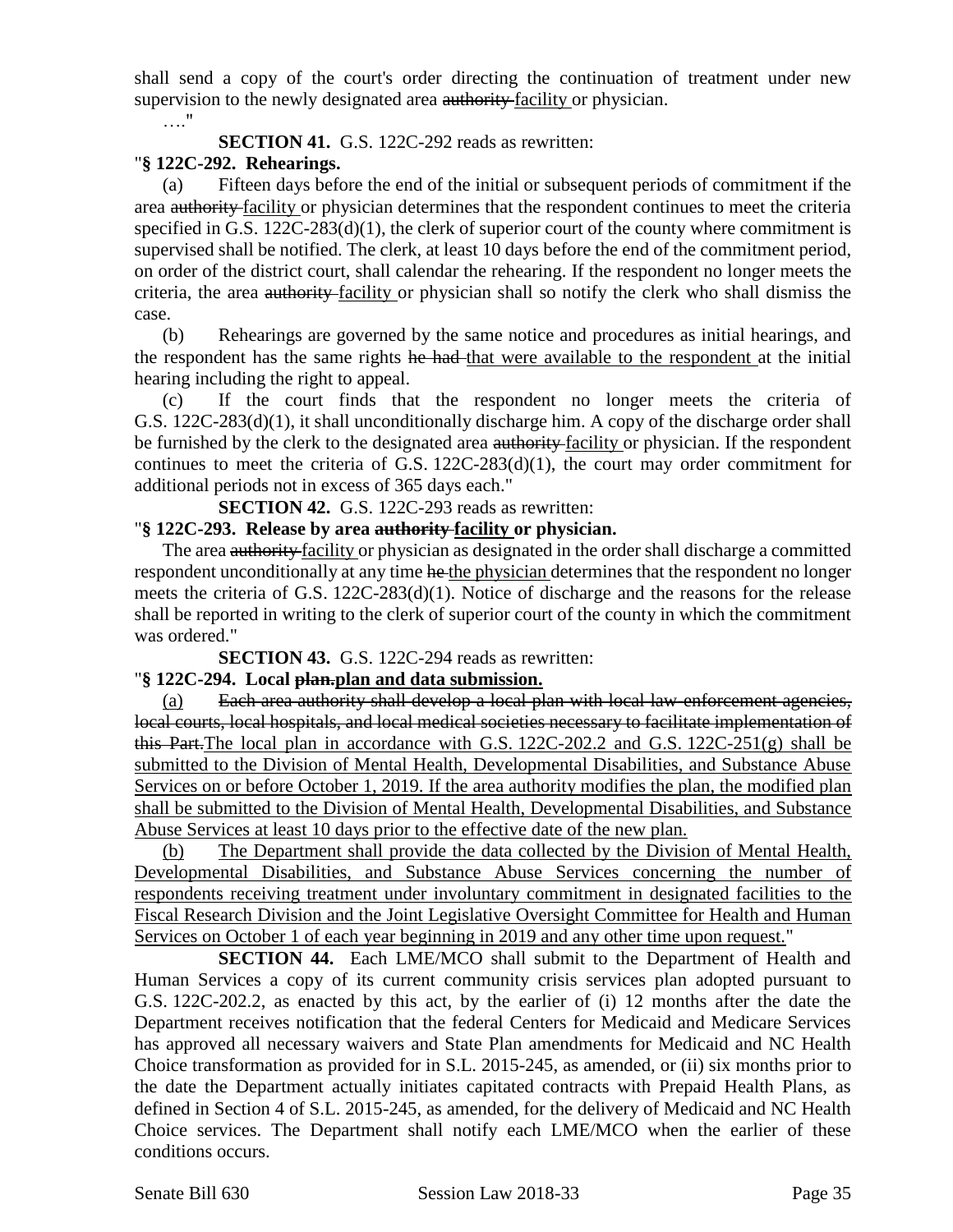shall send a copy of the court's order directing the continuation of treatment under new supervision to the newly designated area ~~authority~~ facility or physician.

…."

**SECTION 41.** G.S. 122C-292 reads as rewritten:

"**§ 122C-292. Rehearings.**

(a) Fifteen days before the end of the initial or subsequent periods of commitment if the area ~~authority~~ facility or physician determines that the respondent continues to meet the criteria specified in G.S. 122C-283(d)(1), the clerk of superior court of the county where commitment is supervised shall be notified. The clerk, at least 10 days before the end of the commitment period, on order of the district court, shall calendar the rehearing. If the respondent no longer meets the criteria, the area ~~authority~~ facility or physician shall so notify the clerk who shall dismiss the case.

(b) Rehearings are governed by the same notice and procedures as initial hearings, and the respondent has the same rights ~~he had~~ that were available to the respondent at the initial hearing including the right to appeal.

(c) If the court finds that the respondent no longer meets the criteria of G.S. 122C-283(d)(1), it shall unconditionally discharge him. A copy of the discharge order shall be furnished by the clerk to the designated area ~~authority~~ facility or physician. If the respondent continues to meet the criteria of G.S. 122C-283(d)(1), the court may order commitment for additional periods not in excess of 365 days each."

**SECTION 42.** G.S. 122C-293 reads as rewritten:

"**§ 122C-293. Release by area ~~authority~~ facility or physician.**

The area ~~authority~~ facility or physician as designated in the order shall discharge a committed respondent unconditionally at any time ~~he~~ the physician determines that the respondent no longer meets the criteria of G.S. 122C-283(d)(1). Notice of discharge and the reasons for the release shall be reported in writing to the clerk of superior court of the county in which the commitment was ordered."

**SECTION 43.** G.S. 122C-294 reads as rewritten:

"**§ 122C-294. Local ~~plan.~~plan and data submission.**

(a) ~~Each area authority shall develop a local plan with local law enforcement agencies, local courts, local hospitals, and local medical societies necessary to facilitate implementation of this Part.~~The local plan in accordance with G.S. 122C-202.2 and G.S. 122C-251(g) shall be submitted to the Division of Mental Health, Developmental Disabilities, and Substance Abuse Services on or before October 1, 2019. If the area authority modifies the plan, the modified plan shall be submitted to the Division of Mental Health, Developmental Disabilities, and Substance Abuse Services at least 10 days prior to the effective date of the new plan.

(b) The Department shall provide the data collected by the Division of Mental Health, Developmental Disabilities, and Substance Abuse Services concerning the number of respondents receiving treatment under involuntary commitment in designated facilities to the Fiscal Research Division and the Joint Legislative Oversight Committee for Health and Human Services on October 1 of each year beginning in 2019 and any other time upon request."

**SECTION 44.** Each LME/MCO shall submit to the Department of Health and Human Services a copy of its current community crisis services plan adopted pursuant to G.S. 122C-202.2, as enacted by this act, by the earlier of (i) 12 months after the date the Department receives notification that the federal Centers for Medicaid and Medicare Services has approved all necessary waivers and State Plan amendments for Medicaid and NC Health Choice transformation as provided for in S.L. 2015-245, as amended, or (ii) six months prior to the date the Department actually initiates capitated contracts with Prepaid Health Plans, as defined in Section 4 of S.L. 2015-245, as amended, for the delivery of Medicaid and NC Health Choice services. The Department shall notify each LME/MCO when the earlier of these conditions occurs.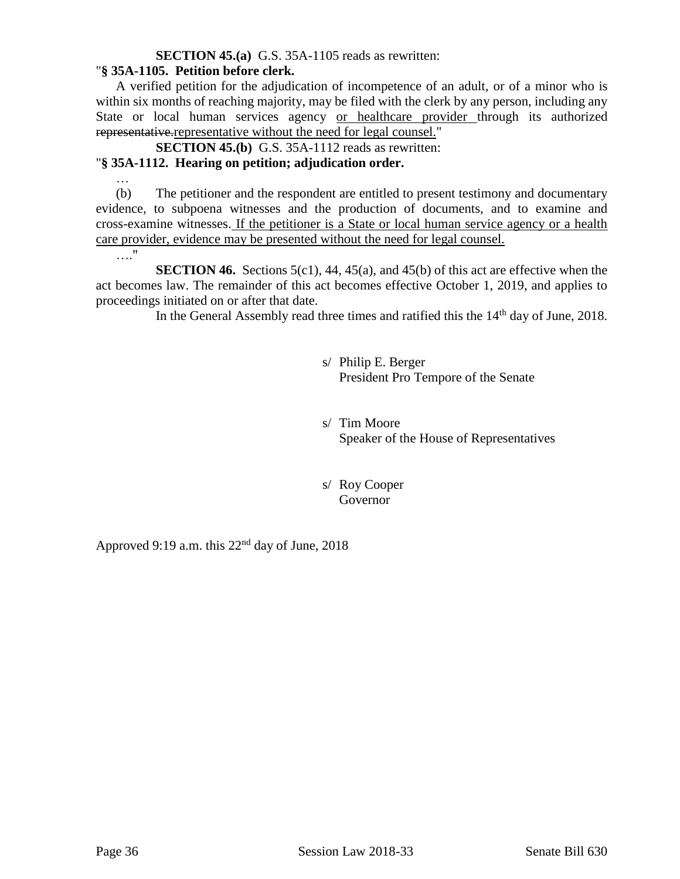**SECTION 45.(a)** G.S. 35A-1105 reads as rewritten:

"**§ 35A-1105. Petition before clerk.**

A verified petition for the adjudication of incompetence of an adult, or of a minor who is within six months of reaching majority, may be filed with the clerk by any person, including any State or local human services agency <u>or healthcare provider</u> through its authorized ~~representative.~~<u>representative without the need for legal counsel.</u>"

**SECTION 45.(b)** G.S. 35A-1112 reads as rewritten:

"**§ 35A-1112. Hearing on petition; adjudication order.**

…

(b) The petitioner and the respondent are entitled to present testimony and documentary evidence, to subpoena witnesses and the production of documents, and to examine and cross-examine witnesses. <u>If the petitioner is a State or local human service agency or a health care provider, evidence may be presented without the need for legal counsel.</u>

…."

**SECTION 46.** Sections 5(c1), 44, 45(a), and 45(b) of this act are effective when the act becomes law. The remainder of this act becomes effective October 1, 2019, and applies to proceedings initiated on or after that date.

In the General Assembly read three times and ratified this the 14th day of June, 2018.

s/ Philip E. Berger
President Pro Tempore of the Senate

s/ Tim Moore
Speaker of the House of Representatives

s/ Roy Cooper
Governor

Approved 9:19 a.m. this 22nd day of June, 2018